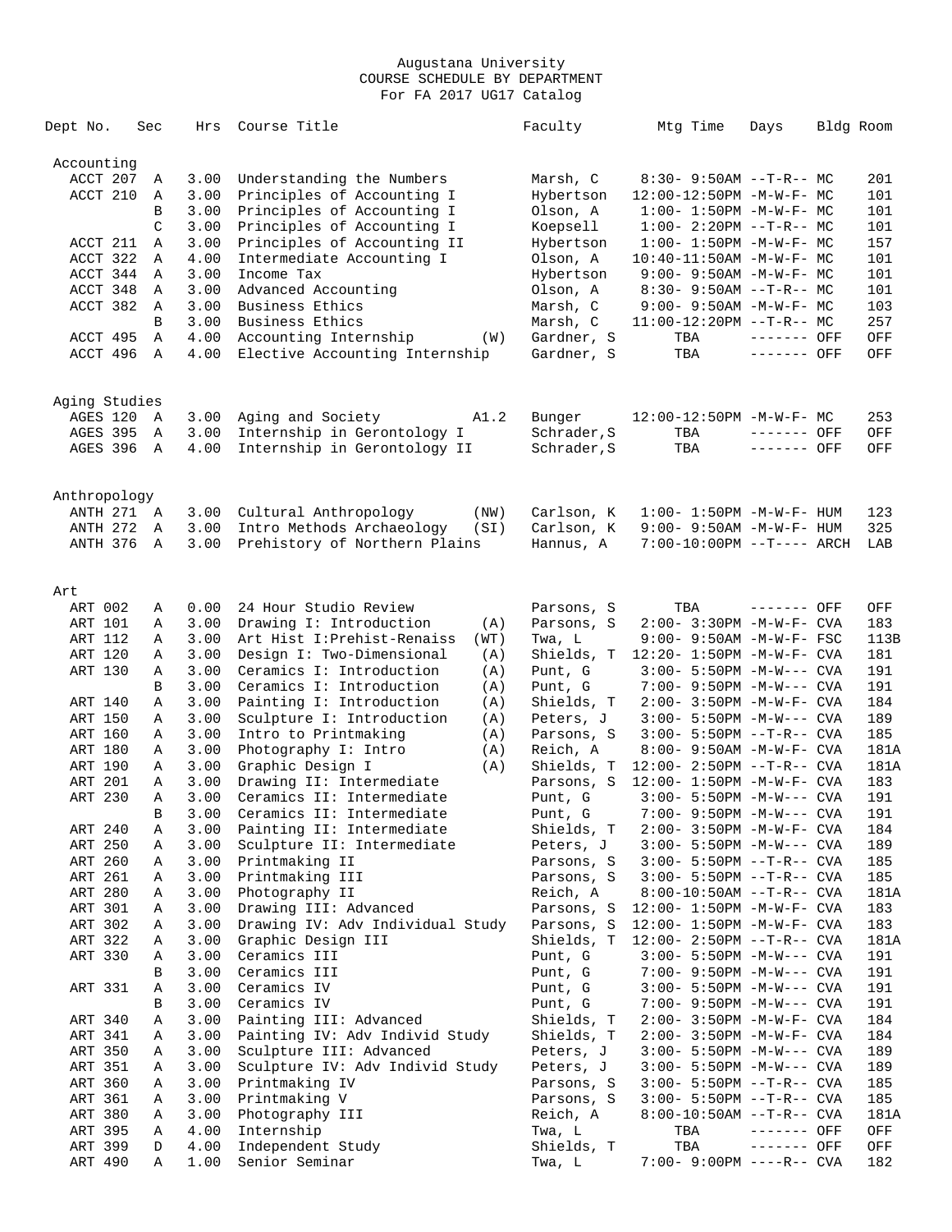Augustana University
COURSE SCHEDULE BY DEPARTMENT
For FA 2017 UG17 Catalog

| Dept No. | Sec | Hrs | Course Title | | Faculty | Mtg Time | Days | Bldg | Room |
|---|---|---|---|---|---|---|---|---|---|
| **Accounting** | | | | | | | | | |
| ACCT 207 | A | 3.00 | Understanding the Numbers | | Marsh, C | 8:30- 9:50AM | --T-R-- | MC | 201 |
| ACCT 210 | A | 3.00 | Principles of Accounting I | | Hybertson | 12:00-12:50PM | -M-W-F- | MC | 101 |
| | B | 3.00 | Principles of Accounting I | | Olson, A | 1:00- 1:50PM | -M-W-F- | MC | 101 |
| | C | 3.00 | Principles of Accounting I | | Koepsell | 1:00- 2:20PM | --T-R-- | MC | 101 |
| ACCT 211 | A | 3.00 | Principles of Accounting II | | Hybertson | 1:00- 1:50PM | -M-W-F- | MC | 157 |
| ACCT 322 | A | 4.00 | Intermediate Accounting I | | Olson, A | 10:40-11:50AM | -M-W-F- | MC | 101 |
| ACCT 344 | A | 3.00 | Income Tax | | Hybertson | 9:00- 9:50AM | -M-W-F- | MC | 101 |
| ACCT 348 | A | 3.00 | Advanced Accounting | | Olson, A | 8:30- 9:50AM | --T-R-- | MC | 101 |
| ACCT 382 | A | 3.00 | Business Ethics | | Marsh, C | 9:00- 9:50AM | -M-W-F- | MC | 103 |
| | B | 3.00 | Business Ethics | | Marsh, C | 11:00-12:20PM | --T-R-- | MC | 257 |
| ACCT 495 | A | 4.00 | Accounting Internship | (W) | Gardner, S | TBA | ------- | OFF | OFF |
| ACCT 496 | A | 4.00 | Elective Accounting Internship | | Gardner, S | TBA | ------- | OFF | OFF |
| **Aging Studies** | | | | | | | | | |
| AGES 120 | A | 3.00 | Aging and Society | A1.2 | Bunger | 12:00-12:50PM | -M-W-F- | MC | 253 |
| AGES 395 | A | 3.00 | Internship in Gerontology I | | Schrader,S | TBA | ------- | OFF | OFF |
| AGES 396 | A | 4.00 | Internship in Gerontology II | | Schrader,S | TBA | ------- | OFF | OFF |
| **Anthropology** | | | | | | | | | |
| ANTH 271 | A | 3.00 | Cultural Anthropology | (NW) | Carlson, K | 1:00- 1:50PM | -M-W-F- | HUM | 123 |
| ANTH 272 | A | 3.00 | Intro Methods Archaeology | (SI) | Carlson, K | 9:00- 9:50AM | -M-W-F- | HUM | 325 |
| ANTH 376 | A | 3.00 | Prehistory of Northern Plains | | Hannus, A | 7:00-10:00PM | --T---- | ARCH | LAB |
| **Art** | | | | | | | | | |
| ART 002 | A | 0.00 | 24 Hour Studio Review | | Parsons, S | TBA | ------- | OFF | OFF |
| ART 101 | A | 3.00 | Drawing I: Introduction | (A) | Parsons, S | 2:00- 3:30PM | -M-W-F- | CVA | 183 |
| ART 112 | A | 3.00 | Art Hist I:Prehist-Renaiss | (WT) | Twa, L | 9:00- 9:50AM | -M-W-F- | FSC | 113B |
| ART 120 | A | 3.00 | Design I: Two-Dimensional | (A) | Shields, T | 12:20- 1:50PM | -M-W-F- | CVA | 181 |
| ART 130 | A | 3.00 | Ceramics I: Introduction | (A) | Punt, G | 3:00- 5:50PM | -M-W--- | CVA | 191 |
| | B | 3.00 | Ceramics I: Introduction | (A) | Punt, G | 7:00- 9:50PM | -M-W--- | CVA | 191 |
| ART 140 | A | 3.00 | Painting I: Introduction | (A) | Shields, T | 2:00- 3:50PM | -M-W-F- | CVA | 184 |
| ART 150 | A | 3.00 | Sculpture I: Introduction | (A) | Peters, J | 3:00- 5:50PM | -M-W--- | CVA | 189 |
| ART 160 | A | 3.00 | Intro to Printmaking | (A) | Parsons, S | 3:00- 5:50PM | --T-R-- | CVA | 185 |
| ART 180 | A | 3.00 | Photography I: Intro | (A) | Reich, A | 8:00- 9:50AM | -M-W-F- | CVA | 181A |
| ART 190 | A | 3.00 | Graphic Design I | (A) | Shields, T | 12:00- 2:50PM | --T-R-- | CVA | 181A |
| ART 201 | A | 3.00 | Drawing II: Intermediate | | Parsons, S | 12:00- 1:50PM | -M-W-F- | CVA | 183 |
| ART 230 | A | 3.00 | Ceramics II: Intermediate | | Punt, G | 3:00- 5:50PM | -M-W--- | CVA | 191 |
| | B | 3.00 | Ceramics II: Intermediate | | Punt, G | 7:00- 9:50PM | -M-W--- | CVA | 191 |
| ART 240 | A | 3.00 | Painting II: Intermediate | | Shields, T | 2:00- 3:50PM | -M-W-F- | CVA | 184 |
| ART 250 | A | 3.00 | Sculpture II: Intermediate | | Peters, J | 3:00- 5:50PM | -M-W--- | CVA | 189 |
| ART 260 | A | 3.00 | Printmaking II | | Parsons, S | 3:00- 5:50PM | --T-R-- | CVA | 185 |
| ART 261 | A | 3.00 | Printmaking III | | Parsons, S | 3:00- 5:50PM | --T-R-- | CVA | 185 |
| ART 280 | A | 3.00 | Photography II | | Reich, A | 8:00-10:50AM | --T-R-- | CVA | 181A |
| ART 301 | A | 3.00 | Drawing III: Advanced | | Parsons, S | 12:00- 1:50PM | -M-W-F- | CVA | 183 |
| ART 302 | A | 3.00 | Drawing IV: Adv Individual Study | | Parsons, S | 12:00- 1:50PM | -M-W-F- | CVA | 183 |
| ART 322 | A | 3.00 | Graphic Design III | | Shields, T | 12:00- 2:50PM | --T-R-- | CVA | 181A |
| ART 330 | A | 3.00 | Ceramics III | | Punt, G | 3:00- 5:50PM | -M-W--- | CVA | 191 |
| | B | 3.00 | Ceramics III | | Punt, G | 7:00- 9:50PM | -M-W--- | CVA | 191 |
| ART 331 | A | 3.00 | Ceramics IV | | Punt, G | 3:00- 5:50PM | -M-W--- | CVA | 191 |
| | B | 3.00 | Ceramics IV | | Punt, G | 7:00- 9:50PM | -M-W--- | CVA | 191 |
| ART 340 | A | 3.00 | Painting III: Advanced | | Shields, T | 2:00- 3:50PM | -M-W-F- | CVA | 184 |
| ART 341 | A | 3.00 | Painting IV: Adv Individ Study | | Shields, T | 2:00- 3:50PM | -M-W-F- | CVA | 184 |
| ART 350 | A | 3.00 | Sculpture III: Advanced | | Peters, J | 3:00- 5:50PM | -M-W--- | CVA | 189 |
| ART 351 | A | 3.00 | Sculpture IV: Adv Individ Study | | Peters, J | 3:00- 5:50PM | -M-W--- | CVA | 189 |
| ART 360 | A | 3.00 | Printmaking IV | | Parsons, S | 3:00- 5:50PM | --T-R-- | CVA | 185 |
| ART 361 | A | 3.00 | Printmaking V | | Parsons, S | 3:00- 5:50PM | --T-R-- | CVA | 185 |
| ART 380 | A | 3.00 | Photography III | | Reich, A | 8:00-10:50AM | --T-R-- | CVA | 181A |
| ART 395 | A | 4.00 | Internship | | Twa, L | TBA | ------- | OFF | OFF |
| ART 399 | D | 4.00 | Independent Study | | Shields, T | TBA | ------- | OFF | OFF |
| ART 490 | A | 1.00 | Senior Seminar | | Twa, L | 7:00- 9:00PM | ----R-- | CVA | 182 |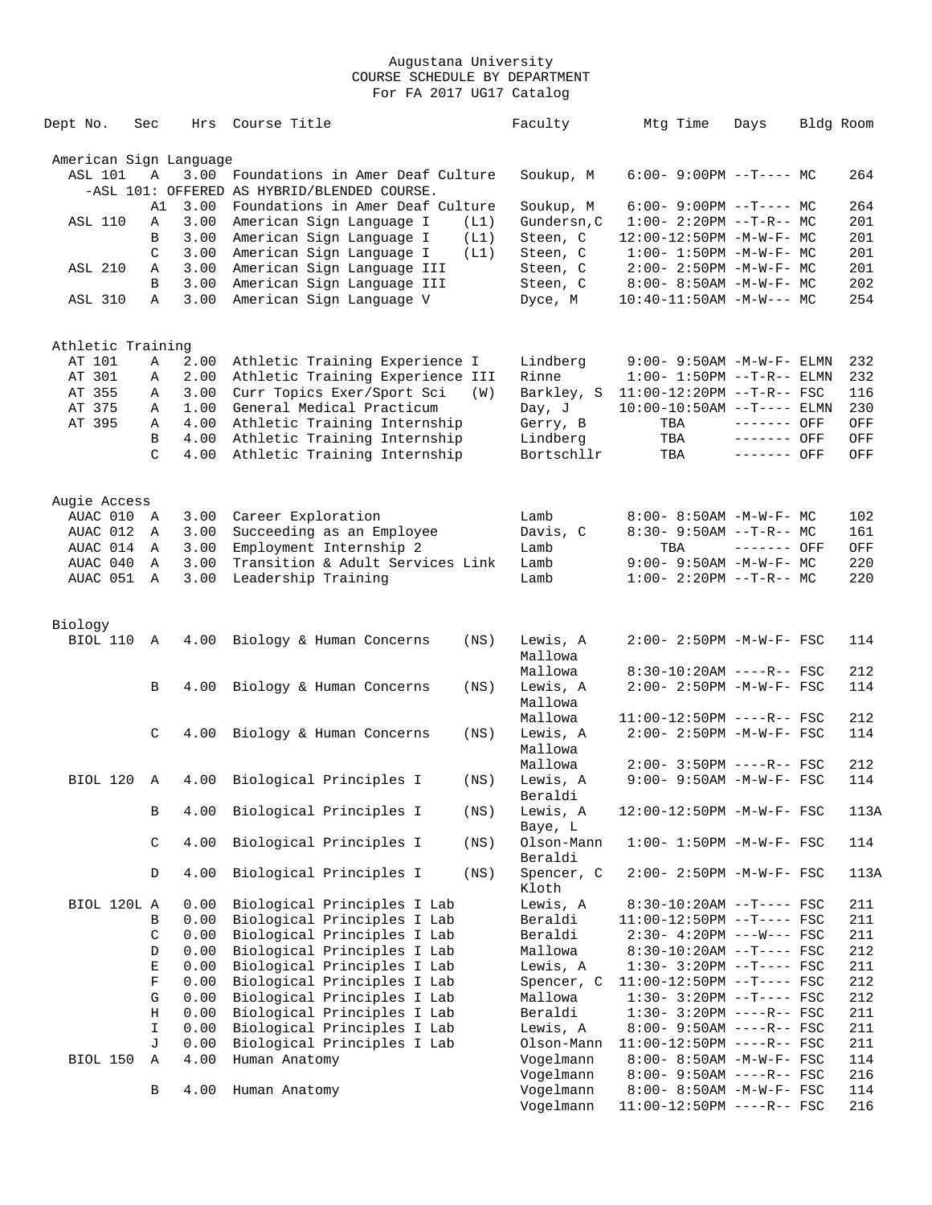Augustana University
COURSE SCHEDULE BY DEPARTMENT
For FA 2017 UG17 Catalog

| Dept No. | Sec | Hrs | Course Title | | Faculty | Mtg Time | Days | Bldg | Room |
|---|---|---|---|---|---|---|---|---|---|
| **American Sign Language** | | | | | | | | | |
| ASL 101 | A | 3.00 | Foundations in Amer Deaf Culture | | Soukup, M | 6:00- 9:00PM | --T---- | MC | 264 |
| -ASL 101: OFFERED AS HYBRID/BLENDED COURSE. | | | | | | | | | |
| | A1 | 3.00 | Foundations in Amer Deaf Culture | | Soukup, M | 6:00- 9:00PM | --T---- | MC | 264 |
| ASL 110 | A | 3.00 | American Sign Language I | (L1) | Gundersn,C | 1:00- 2:20PM | --T-R-- | MC | 201 |
| | B | 3.00 | American Sign Language I | (L1) | Steen, C | 12:00-12:50PM | -M-W-F- | MC | 201 |
| | C | 3.00 | American Sign Language I | (L1) | Steen, C | 1:00- 1:50PM | -M-W-F- | MC | 201 |
| ASL 210 | A | 3.00 | American Sign Language III | | Steen, C | 2:00- 2:50PM | -M-W-F- | MC | 201 |
| | B | 3.00 | American Sign Language III | | Steen, C | 8:00- 8:50AM | -M-W-F- | MC | 202 |
| ASL 310 | A | 3.00 | American Sign Language V | | Dyce, M | 10:40-11:50AM | -M-W--- | MC | 254 |
| **Athletic Training** | | | | | | | | | |
| AT 101 | A | 2.00 | Athletic Training Experience I | | Lindberg | 9:00- 9:50AM | -M-W-F- | ELMN | 232 |
| AT 301 | A | 2.00 | Athletic Training Experience III | | Rinne | 1:00- 1:50PM | --T-R-- | ELMN | 232 |
| AT 355 | A | 3.00 | Curr Topics Exer/Sport Sci | (W) | Barkley, S | 11:00-12:20PM | --T-R-- | FSC | 116 |
| AT 375 | A | 1.00 | General Medical Practicum | | Day, J | 10:00-10:50AM | --T---- | ELMN | 230 |
| AT 395 | A | 4.00 | Athletic Training Internship | | Gerry, B | TBA | ------- | OFF | OFF |
| | B | 4.00 | Athletic Training Internship | | Lindberg | TBA | ------- | OFF | OFF |
| | C | 4.00 | Athletic Training Internship | | Bortschllr | TBA | ------- | OFF | OFF |
| **Augie Access** | | | | | | | | | |
| AUAC 010 | A | 3.00 | Career Exploration | | Lamb | 8:00- 8:50AM | -M-W-F- | MC | 102 |
| AUAC 012 | A | 3.00 | Succeeding as an Employee | | Davis, C | 8:30- 9:50AM | --T-R-- | MC | 161 |
| AUAC 014 | A | 3.00 | Employment Internship 2 | | Lamb | TBA | ------- | OFF | OFF |
| AUAC 040 | A | 3.00 | Transition & Adult Services Link | | Lamb | 9:00- 9:50AM | -M-W-F- | MC | 220 |
| AUAC 051 | A | 3.00 | Leadership Training | | Lamb | 1:00- 2:20PM | --T-R-- | MC | 220 |
| **Biology** | | | | | | | | | |
| BIOL 110 | A | 4.00 | Biology & Human Concerns | (NS) | Lewis, A / Mallowa | 2:00- 2:50PM | -M-W-F- | FSC | 114 |
| | | | | | Mallowa | 8:30-10:20AM | ----R-- | FSC | 212 |
| | B | 4.00 | Biology & Human Concerns | (NS) | Lewis, A / Mallowa | 2:00- 2:50PM | -M-W-F- | FSC | 114 |
| | | | | | Mallowa | 11:00-12:50PM | ----R-- | FSC | 212 |
| | C | 4.00 | Biology & Human Concerns | (NS) | Lewis, A / Mallowa | 2:00- 2:50PM | -M-W-F- | FSC | 114 |
| | | | | | Mallowa | 2:00- 3:50PM | ----R-- | FSC | 212 |
| BIOL 120 | A | 4.00 | Biological Principles I | (NS) | Lewis, A / Beraldi | 9:00- 9:50AM | -M-W-F- | FSC | 114 |
| | B | 4.00 | Biological Principles I | (NS) | Lewis, A / Baye, L | 12:00-12:50PM | -M-W-F- | FSC | 113A |
| | C | 4.00 | Biological Principles I | (NS) | Olson-Mann / Beraldi | 1:00- 1:50PM | -M-W-F- | FSC | 114 |
| | D | 4.00 | Biological Principles I | (NS) | Spencer, C / Kloth | 2:00- 2:50PM | -M-W-F- | FSC | 113A |
| BIOL 120L | A | 0.00 | Biological Principles I Lab | | Lewis, A | 8:30-10:20AM | --T---- | FSC | 211 |
| | B | 0.00 | Biological Principles I Lab | | Beraldi | 11:00-12:50PM | --T---- | FSC | 211 |
| | C | 0.00 | Biological Principles I Lab | | Beraldi | 2:30- 4:20PM | ---W--- | FSC | 211 |
| | D | 0.00 | Biological Principles I Lab | | Mallowa | 8:30-10:20AM | --T---- | FSC | 212 |
| | E | 0.00 | Biological Principles I Lab | | Lewis, A | 1:30- 3:20PM | --T---- | FSC | 211 |
| | F | 0.00 | Biological Principles I Lab | | Spencer, C | 11:00-12:50PM | --T---- | FSC | 212 |
| | G | 0.00 | Biological Principles I Lab | | Mallowa | 1:30- 3:20PM | --T---- | FSC | 212 |
| | H | 0.00 | Biological Principles I Lab | | Beraldi | 1:30- 3:20PM | ----R-- | FSC | 211 |
| | I | 0.00 | Biological Principles I Lab | | Lewis, A | 8:00- 9:50AM | ----R-- | FSC | 211 |
| | J | 0.00 | Biological Principles I Lab | | Olson-Mann | 11:00-12:50PM | ----R-- | FSC | 211 |
| BIOL 150 | A | 4.00 | Human Anatomy | | Vogelmann | 8:00- 8:50AM | -M-W-F- | FSC | 114 |
| | | | | | Vogelmann | 8:00- 9:50AM | ----R-- | FSC | 216 |
| | B | 4.00 | Human Anatomy | | Vogelmann | 8:00- 8:50AM | -M-W-F- | FSC | 114 |
| | | | | | Vogelmann | 11:00-12:50PM | ----R-- | FSC | 216 |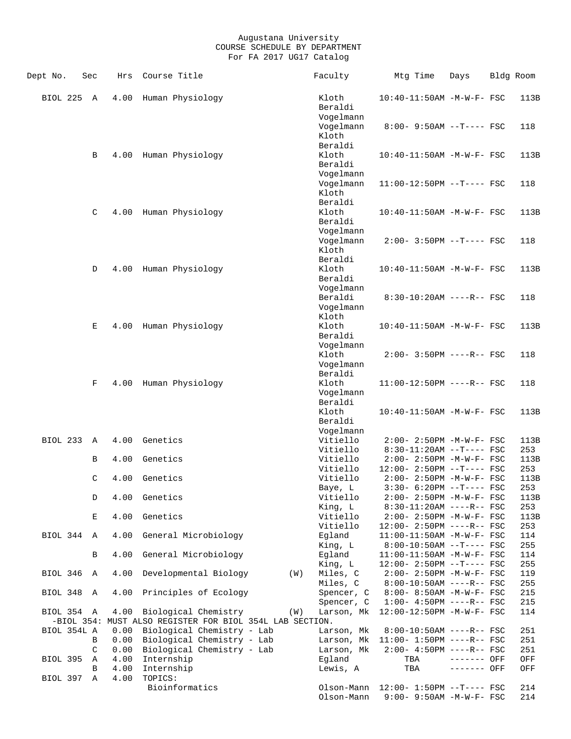Augustana University
COURSE SCHEDULE BY DEPARTMENT
For FA 2017 UG17 Catalog

| Dept No. | Sec | Hrs | Course Title | | Faculty | Mtg Time | Days | Bldg | Room |
|---|---|---|---|---|---|---|---|---|---|
| BIOL 225 | A | 4.00 | Human Physiology | | Kloth<br>Beraldi<br>Vogelmann | 10:40-11:50AM | -M-W-F- | FSC | 113B |
| | | | | | Vogelmann<br>Kloth<br>Beraldi | 8:00- 9:50AM | --T---- | FSC | 118 |
| | B | 4.00 | Human Physiology | | Kloth<br>Beraldi<br>Vogelmann | 10:40-11:50AM | -M-W-F- | FSC | 113B |
| | | | | | Vogelmann<br>Kloth<br>Beraldi | 11:00-12:50PM | --T---- | FSC | 118 |
| | C | 4.00 | Human Physiology | | Kloth<br>Beraldi<br>Vogelmann | 10:40-11:50AM | -M-W-F- | FSC | 113B |
| | | | | | Vogelmann<br>Kloth<br>Beraldi | 2:00- 3:50PM | --T---- | FSC | 118 |
| | D | 4.00 | Human Physiology | | Kloth<br>Beraldi<br>Vogelmann | 10:40-11:50AM | -M-W-F- | FSC | 113B |
| | | | | | Beraldi<br>Vogelmann<br>Kloth | 8:30-10:20AM | ----R-- | FSC | 118 |
| | E | 4.00 | Human Physiology | | Kloth<br>Beraldi<br>Vogelmann | 10:40-11:50AM | -M-W-F- | FSC | 113B |
| | | | | | Kloth<br>Vogelmann<br>Beraldi | 2:00- 3:50PM | ----R-- | FSC | 118 |
| | F | 4.00 | Human Physiology | | Kloth<br>Vogelmann<br>Beraldi | 11:00-12:50PM | ----R-- | FSC | 118 |
| | | | | | Kloth<br>Beraldi<br>Vogelmann | 10:40-11:50AM | -M-W-F- | FSC | 113B |
| BIOL 233 | A | 4.00 | Genetics | | Vitiello | 2:00- 2:50PM | -M-W-F- | FSC | 113B |
| | | | | | Vitiello | 8:30-11:20AM | --T---- | FSC | 253 |
| | B | 4.00 | Genetics | | Vitiello | 2:00- 2:50PM | -M-W-F- | FSC | 113B |
| | | | | | Vitiello | 12:00- 2:50PM | --T---- | FSC | 253 |
| | C | 4.00 | Genetics | | Vitiello | 2:00- 2:50PM | -M-W-F- | FSC | 113B |
| | | | | | Baye, L | 3:30- 6:20PM | --T---- | FSC | 253 |
| | D | 4.00 | Genetics | | Vitiello | 2:00- 2:50PM | -M-W-F- | FSC | 113B |
| | | | | | King, L | 8:30-11:20AM | ----R-- | FSC | 253 |
| | E | 4.00 | Genetics | | Vitiello | 2:00- 2:50PM | -M-W-F- | FSC | 113B |
| | | | | | Vitiello | 12:00- 2:50PM | ----R-- | FSC | 253 |
| BIOL 344 | A | 4.00 | General Microbiology | | Egland | 11:00-11:50AM | -M-W-F- | FSC | 114 |
| | | | | | King, L | 8:00-10:50AM | --T---- | FSC | 255 |
| | B | 4.00 | General Microbiology | | Egland | 11:00-11:50AM | -M-W-F- | FSC | 114 |
| | | | | | King, L | 12:00- 2:50PM | --T---- | FSC | 255 |
| BIOL 346 | A | 4.00 | Developmental Biology | (W) | Miles, C | 2:00- 2:50PM | -M-W-F- | FSC | 119 |
| | | | | | Miles, C | 8:00-10:50AM | ----R-- | FSC | 255 |
| BIOL 348 | A | 4.00 | Principles of Ecology | | Spencer, C | 8:00- 8:50AM | -M-W-F- | FSC | 215 |
| | | | | | Spencer, C | 1:00- 4:50PM | ----R-- | FSC | 215 |
| BIOL 354 | A | 4.00 | Biological Chemistry | (W) | Larson, Mk | 12:00-12:50PM | -M-W-F- | FSC | 114 |
| -BIOL 354: MUST ALSO REGISTER FOR BIOL 354L LAB SECTION. | | | | | | | | | |
| BIOL 354L | A | 0.00 | Biological Chemistry - Lab | | Larson, Mk | 8:00-10:50AM | ----R-- | FSC | 251 |
| | B | 0.00 | Biological Chemistry - Lab | | Larson, Mk | 11:00- 1:50PM | ----R-- | FSC | 251 |
| | C | 0.00 | Biological Chemistry - Lab | | Larson, Mk | 2:00- 4:50PM | ----R-- | FSC | 251 |
| BIOL 395 | A | 4.00 | Internship | | Egland | TBA | ------- | OFF | OFF |
| | B | 4.00 | Internship | | Lewis, A | TBA | ------- | OFF | OFF |
| BIOL 397 | A | 4.00 | TOPICS:<br>Bioinformatics | | Olson-Mann | 12:00- 1:50PM | --T---- | FSC | 214 |
| | | | | | Olson-Mann | 9:00- 9:50AM | -M-W-F- | FSC | 214 |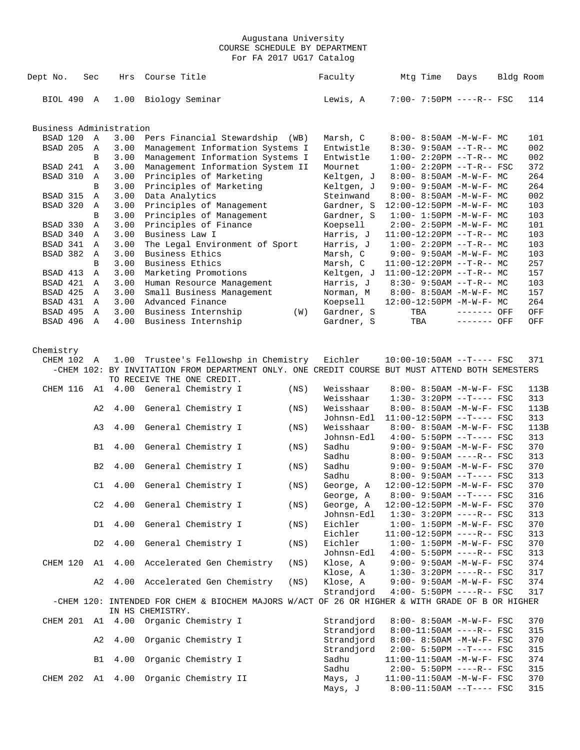Augustana University
COURSE SCHEDULE BY DEPARTMENT
For FA 2017 UG17 Catalog

| Dept No. | Sec | Hrs | Course Title | | Faculty | Mtg Time | Days | Bldg | Room |
|---|---|---|---|---|---|---|---|---|---|
| BIOL 490 | A | 1.00 | Biology Seminar | | Lewis, A | 7:00- 7:50PM | ----R-- | FSC | 114 |

## Business Administration

| Dept No. | Sec | Hrs | Course Title | | Faculty | Mtg Time | Days | Bldg | Room |
|---|---|---|---|---|---|---|---|---|---|
| BSAD 120 | A | 3.00 | Pers Financial Stewardship | (WB) | Marsh, C | 8:00- 8:50AM | -M-W-F- | MC | 101 |
| BSAD 205 | A | 3.00 | Management Information Systems I | | Entwistle | 8:30- 9:50AM | --T-R-- | MC | 002 |
| | B | 3.00 | Management Information Systems I | | Entwistle | 1:00- 2:20PM | --T-R-- | MC | 002 |
| BSAD 241 | A | 3.00 | Management Information System II | | Mournet | 1:00- 2:20PM | --T-R-- | FSC | 372 |
| BSAD 310 | A | 3.00 | Principles of Marketing | | Keltgen, J | 8:00- 8:50AM | -M-W-F- | MC | 264 |
| | B | 3.00 | Principles of Marketing | | Keltgen, J | 9:00- 9:50AM | -M-W-F- | MC | 264 |
| BSAD 315 | A | 3.00 | Data Analytics | | Steinwand | 8:00- 8:50AM | -M-W-F- | MC | 002 |
| BSAD 320 | A | 3.00 | Principles of Management | | Gardner, S | 12:00-12:50PM | -M-W-F- | MC | 103 |
| | B | 3.00 | Principles of Management | | Gardner, S | 1:00- 1:50PM | -M-W-F- | MC | 103 |
| BSAD 330 | A | 3.00 | Principles of Finance | | Koepsell | 2:00- 2:50PM | -M-W-F- | MC | 101 |
| BSAD 340 | A | 3.00 | Business Law I | | Harris, J | 11:00-12:20PM | --T-R-- | MC | 103 |
| BSAD 341 | A | 3.00 | The Legal Environment of Sport | | Harris, J | 1:00- 2:20PM | --T-R-- | MC | 103 |
| BSAD 382 | A | 3.00 | Business Ethics | | Marsh, C | 9:00- 9:50AM | -M-W-F- | MC | 103 |
| | B | 3.00 | Business Ethics | | Marsh, C | 11:00-12:20PM | --T-R-- | MC | 257 |
| BSAD 413 | A | 3.00 | Marketing Promotions | | Keltgen, J | 11:00-12:20PM | --T-R-- | MC | 157 |
| BSAD 421 | A | 3.00 | Human Resource Management | | Harris, J | 8:30- 9:50AM | --T-R-- | MC | 103 |
| BSAD 425 | A | 3.00 | Small Business Management | | Norman, M | 8:00- 8:50AM | -M-W-F- | MC | 157 |
| BSAD 431 | A | 3.00 | Advanced Finance | | Koepsell | 12:00-12:50PM | -M-W-F- | MC | 264 |
| BSAD 495 | A | 3.00 | Business Internship | (W) | Gardner, S | TBA | ------- | OFF | OFF |
| BSAD 496 | A | 4.00 | Business Internship | | Gardner, S | TBA | ------- | OFF | OFF |

## Chemistry

| Dept No. | Sec | Hrs | Course Title | | Faculty | Mtg Time | Days | Bldg | Room |
|---|---|---|---|---|---|---|---|---|---|
| CHEM 102 | A | 1.00 | Trustee's Fellowshp in Chemistry | | Eichler | 10:00-10:50AM | --T---- | FSC | 371 |

-CHEM 102: BY INVITATION FROM DEPARTMENT ONLY. ONE CREDIT COURSE BUT MUST ATTEND BOTH SEMESTERS TO RECEIVE THE ONE CREDIT.

| Dept No. | Sec | Hrs | Course Title | | Faculty | Mtg Time | Days | Bldg | Room |
|---|---|---|---|---|---|---|---|---|---|
| CHEM 116 | A1 | 4.00 | General Chemistry I | (NS) | Weisshaar | 8:00- 8:50AM | -M-W-F- | FSC | 113B |
| | | | | | Weisshaar | 1:30- 3:20PM | --T---- | FSC | 313 |
| | A2 | 4.00 | General Chemistry I | (NS) | Weisshaar | 8:00- 8:50AM | -M-W-F- | FSC | 113B |
| | | | | | Johnsn-Edl | 11:00-12:50PM | --T---- | FSC | 313 |
| | A3 | 4.00 | General Chemistry I | (NS) | Weisshaar | 8:00- 8:50AM | -M-W-F- | FSC | 113B |
| | | | | | Johnsn-Edl | 4:00- 5:50PM | --T---- | FSC | 313 |
| | B1 | 4.00 | General Chemistry I | (NS) | Sadhu | 9:00- 9:50AM | -M-W-F- | FSC | 370 |
| | | | | | Sadhu | 8:00- 9:50AM | ----R-- | FSC | 313 |
| | B2 | 4.00 | General Chemistry I | (NS) | Sadhu | 9:00- 9:50AM | -M-W-F- | FSC | 370 |
| | | | | | Sadhu | 8:00- 9:50AM | --T---- | FSC | 313 |
| | C1 | 4.00 | General Chemistry I | (NS) | George, A | 12:00-12:50PM | -M-W-F- | FSC | 370 |
| | | | | | George, A | 8:00- 9:50AM | --T---- | FSC | 316 |
| | C2 | 4.00 | General Chemistry I | (NS) | George, A | 12:00-12:50PM | -M-W-F- | FSC | 370 |
| | | | | | Johnsn-Edl | 1:30- 3:20PM | ----R-- | FSC | 313 |
| | D1 | 4.00 | General Chemistry I | (NS) | Eichler | 1:00- 1:50PM | -M-W-F- | FSC | 370 |
| | | | | | Eichler | 11:00-12:50PM | ----R-- | FSC | 313 |
| | D2 | 4.00 | General Chemistry I | (NS) | Eichler | 1:00- 1:50PM | -M-W-F- | FSC | 370 |
| | | | | | Johnsn-Edl | 4:00- 5:50PM | ----R-- | FSC | 313 |
| CHEM 120 | A1 | 4.00 | Accelerated Gen Chemistry | (NS) | Klose, A | 9:00- 9:50AM | -M-W-F- | FSC | 374 |
| | | | | | Klose, A | 1:30- 3:20PM | ----R-- | FSC | 317 |
| | A2 | 4.00 | Accelerated Gen Chemistry | (NS) | Klose, A | 9:00- 9:50AM | -M-W-F- | FSC | 374 |
| | | | | | Strandjord | 4:00- 5:50PM | ----R-- | FSC | 317 |

-CHEM 120: INTENDED FOR CHEM & BIOCHEM MAJORS W/ACT OF 26 OR HIGHER & WITH GRADE OF B OR HIGHER IN HS CHEMISTRY.

| Dept No. | Sec | Hrs | Course Title | | Faculty | Mtg Time | Days | Bldg | Room |
|---|---|---|---|---|---|---|---|---|---|
| CHEM 201 | A1 | 4.00 | Organic Chemistry I | | Strandjord | 8:00- 8:50AM | -M-W-F- | FSC | 370 |
| | | | | | Strandjord | 8:00-11:50AM | ----R-- | FSC | 315 |
| | A2 | 4.00 | Organic Chemistry I | | Strandjord | 8:00- 8:50AM | -M-W-F- | FSC | 370 |
| | | | | | Strandjord | 2:00- 5:50PM | --T---- | FSC | 315 |
| | B1 | 4.00 | Organic Chemistry I | | Sadhu | 11:00-11:50AM | -M-W-F- | FSC | 374 |
| | | | | | Sadhu | 2:00- 5:50PM | ----R-- | FSC | 315 |
| CHEM 202 | A1 | 4.00 | Organic Chemistry II | | Mays, J | 11:00-11:50AM | -M-W-F- | FSC | 370 |
| | | | | | Mays, J | 8:00-11:50AM | --T---- | FSC | 315 |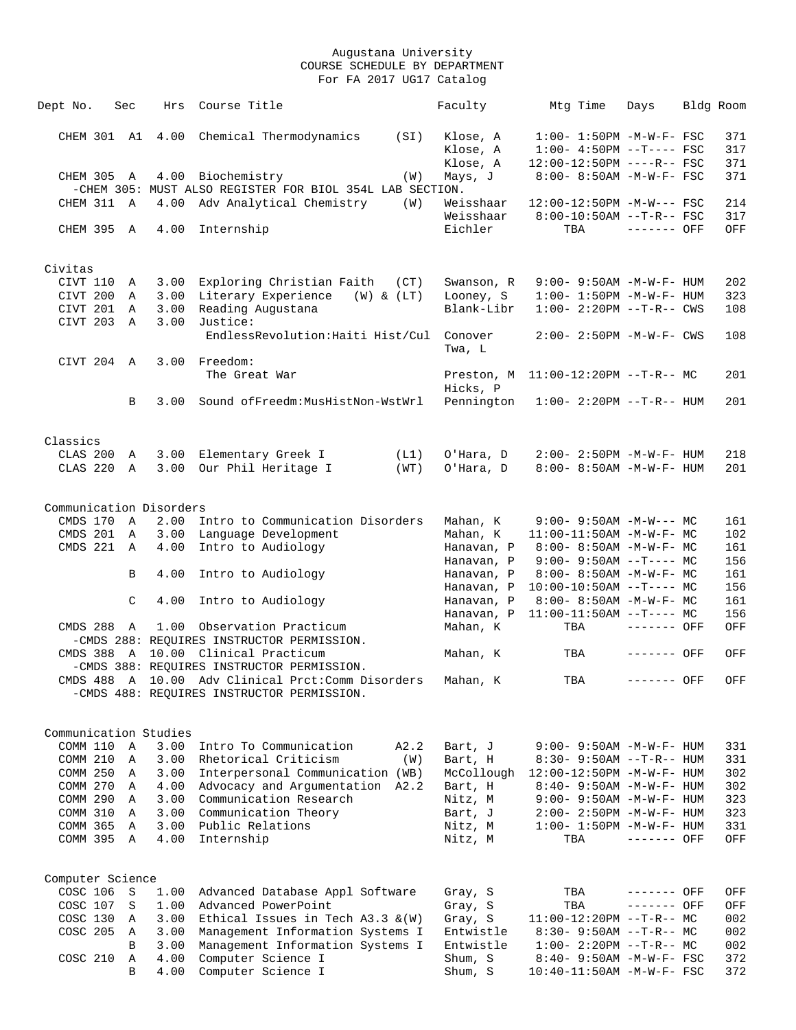Augustana University
COURSE SCHEDULE BY DEPARTMENT
For FA 2017 UG17 Catalog

| Dept No. | Sec | Hrs | Course Title | | Faculty | Mtg Time | Days | Bldg | Room |
|---|---|---|---|---|---|---|---|---|---|
| CHEM 301 | A1 | 4.00 | Chemical Thermodynamics | (SI) | Klose, A | 1:00- 1:50PM | -M-W-F- | FSC | 371 |
| | | | | | Klose, A | 1:00- 4:50PM | --T---- | FSC | 317 |
| | | | | | Klose, A | 12:00-12:50PM | ----R-- | FSC | 371 |
| CHEM 305 | A | 4.00 | Biochemistry | (W) | Mays, J | 8:00- 8:50AM | -M-W-F- | FSC | 371 |
| -CHEM 305: MUST ALSO REGISTER FOR BIOL 354L LAB SECTION. | | | | | | | | | |
| CHEM 311 | A | 4.00 | Adv Analytical Chemistry | (W) | Weisshaar | 12:00-12:50PM | -M-W--- | FSC | 214 |
| | | | | | Weisshaar | 8:00-10:50AM | --T-R-- | FSC | 317 |
| CHEM 395 | A | 4.00 | Internship | | Eichler | TBA | ------- | OFF | OFF |
| **Civitas** | | | | | | | | | |
| CIVT 110 | A | 3.00 | Exploring Christian Faith | (CT) | Swanson, R | 9:00- 9:50AM | -M-W-F- | HUM | 202 |
| CIVT 200 | A | 3.00 | Literary Experience | (W) & (LT) | Looney, S | 1:00- 1:50PM | -M-W-F- | HUM | 323 |
| CIVT 201 | A | 3.00 | Reading Augustana | | Blank-Libr | 1:00- 2:20PM | --T-R-- | CWS | 108 |
| CIVT 203 | A | 3.00 | Justice: EndlessRevolution:Haiti Hist/Cul | | Conover, Twa, L | 2:00- 2:50PM | -M-W-F- | CWS | 108 |
| CIVT 204 | A | 3.00 | Freedom: The Great War | | Preston, M; Hicks, P | 11:00-12:20PM | --T-R-- | MC | 201 |
| | B | 3.00 | Sound ofFreedm:MusHistNon-WstWrl | | Pennington | 1:00- 2:20PM | --T-R-- | HUM | 201 |
| **Classics** | | | | | | | | | |
| CLAS 200 | A | 3.00 | Elementary Greek I | (L1) | O'Hara, D | 2:00- 2:50PM | -M-W-F- | HUM | 218 |
| CLAS 220 | A | 3.00 | Our Phil Heritage I | (WT) | O'Hara, D | 8:00- 8:50AM | -M-W-F- | HUM | 201 |
| **Communication Disorders** | | | | | | | | | |
| CMDS 170 | A | 2.00 | Intro to Communication Disorders | | Mahan, K | 9:00- 9:50AM | -M-W--- | MC | 161 |
| CMDS 201 | A | 3.00 | Language Development | | Mahan, K | 11:00-11:50AM | -M-W-F- | MC | 102 |
| CMDS 221 | A | 4.00 | Intro to Audiology | | Hanavan, P | 8:00- 8:50AM | -M-W-F- | MC | 161 |
| | | | | | Hanavan, P | 9:00- 9:50AM | --T---- | MC | 156 |
| | B | 4.00 | Intro to Audiology | | Hanavan, P | 8:00- 8:50AM | -M-W-F- | MC | 161 |
| | | | | | Hanavan, P | 10:00-10:50AM | --T---- | MC | 156 |
| | C | 4.00 | Intro to Audiology | | Hanavan, P | 8:00- 8:50AM | -M-W-F- | MC | 161 |
| | | | | | Hanavan, P | 11:00-11:50AM | --T---- | MC | 156 |
| CMDS 288 | A | 1.00 | Observation Practicum | | Mahan, K | TBA | ------- | OFF | OFF |
| -CMDS 288: REQUIRES INSTRUCTOR PERMISSION. | | | | | | | | | |
| CMDS 388 | A | 10.00 | Clinical Practicum | | Mahan, K | TBA | ------- | OFF | OFF |
| -CMDS 388: REQUIRES INSTRUCTOR PERMISSION. | | | | | | | | | |
| CMDS 488 | A | 10.00 | Adv Clinical Prct:Comm Disorders | | Mahan, K | TBA | ------- | OFF | OFF |
| -CMDS 488: REQUIRES INSTRUCTOR PERMISSION. | | | | | | | | | |
| **Communication Studies** | | | | | | | | | |
| COMM 110 | A | 3.00 | Intro To Communication | A2.2 | Bart, J | 9:00- 9:50AM | -M-W-F- | HUM | 331 |
| COMM 210 | A | 3.00 | Rhetorical Criticism | (W) | Bart, H | 8:30- 9:50AM | --T-R-- | HUM | 331 |
| COMM 250 | A | 3.00 | Interpersonal Communication | (WB) | McCollough | 12:00-12:50PM | -M-W-F- | HUM | 302 |
| COMM 270 | A | 4.00 | Advocacy and Argumentation | A2.2 | Bart, H | 8:40- 9:50AM | -M-W-F- | HUM | 302 |
| COMM 290 | A | 3.00 | Communication Research | | Nitz, M | 9:00- 9:50AM | -M-W-F- | HUM | 323 |
| COMM 310 | A | 3.00 | Communication Theory | | Bart, J | 2:00- 2:50PM | -M-W-F- | HUM | 323 |
| COMM 365 | A | 3.00 | Public Relations | | Nitz, M | 1:00- 1:50PM | -M-W-F- | HUM | 331 |
| COMM 395 | A | 4.00 | Internship | | Nitz, M | TBA | ------- | OFF | OFF |
| **Computer Science** | | | | | | | | | |
| COSC 106 | S | 1.00 | Advanced Database Appl Software | | Gray, S | TBA | ------- | OFF | OFF |
| COSC 107 | S | 1.00 | Advanced PowerPoint | | Gray, S | TBA | ------- | OFF | OFF |
| COSC 130 | A | 3.00 | Ethical Issues in Tech | A3.3 &(W) | Gray, S | 11:00-12:20PM | --T-R-- | MC | 002 |
| COSC 205 | A | 3.00 | Management Information Systems I | | Entwistle | 8:30- 9:50AM | --T-R-- | MC | 002 |
| | B | 3.00 | Management Information Systems I | | Entwistle | 1:00- 2:20PM | --T-R-- | MC | 002 |
| COSC 210 | A | 4.00 | Computer Science I | | Shum, S | 8:40- 9:50AM | -M-W-F- | FSC | 372 |
| | B | 4.00 | Computer Science I | | Shum, S | 10:40-11:50AM | -M-W-F- | FSC | 372 |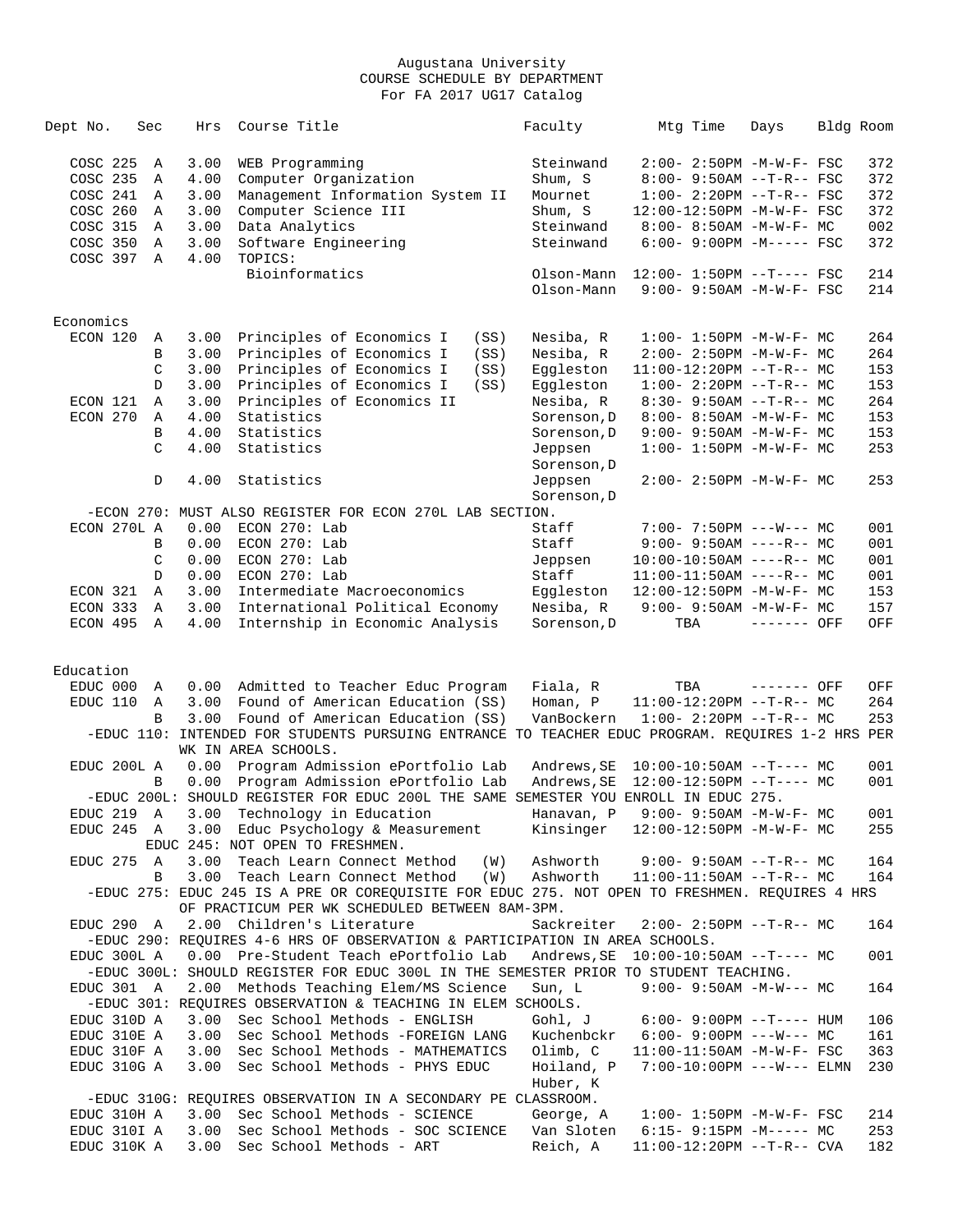# Augustana University
## COURSE SCHEDULE BY DEPARTMENT
### For FA 2017 UG17 Catalog

| Dept No. | Sec | Hrs | Course Title | Faculty | Mtg Time | Days | Bldg | Room |
|---|---|---|---|---|---|---|---|---|
| COSC 225 | A | 3.00 | WEB Programming | Steinwand | 2:00- 2:50PM | -M-W-F- | FSC | 372 |
| COSC 235 | A | 4.00 | Computer Organization | Shum, S | 8:00- 9:50AM | --T-R-- | FSC | 372 |
| COSC 241 | A | 3.00 | Management Information System II | Mournet | 1:00- 2:20PM | --T-R-- | FSC | 372 |
| COSC 260 | A | 3.00 | Computer Science III | Shum, S | 12:00-12:50PM | -M-W-F- | FSC | 372 |
| COSC 315 | A | 3.00 | Data Analytics | Steinwand | 8:00- 8:50AM | -M-W-F- | MC | 002 |
| COSC 350 | A | 3.00 | Software Engineering | Steinwand | 6:00- 9:00PM | -M----- | FSC | 372 |
| COSC 397 | A | 4.00 | TOPICS: | | | | | |
| | | | Bioinformatics | Olson-Mann | 12:00- 1:50PM | --T---- | FSC | 214 |
| | | | | Olson-Mann | 9:00- 9:50AM | -M-W-F- | FSC | 214 |
| **Economics** | | | | | | | | |
| ECON 120 | A | 3.00 | Principles of Economics I (SS) | Nesiba, R | 1:00- 1:50PM | -M-W-F- | MC | 264 |
| | B | 3.00 | Principles of Economics I (SS) | Nesiba, R | 2:00- 2:50PM | -M-W-F- | MC | 264 |
| | C | 3.00 | Principles of Economics I (SS) | Eggleston | 11:00-12:20PM | --T-R-- | MC | 153 |
| | D | 3.00 | Principles of Economics I (SS) | Eggleston | 1:00- 2:20PM | --T-R-- | MC | 153 |
| ECON 121 | A | 3.00 | Principles of Economics II | Nesiba, R | 8:30- 9:50AM | --T-R-- | MC | 264 |
| ECON 270 | A | 4.00 | Statistics | Sorenson,D | 8:00- 8:50AM | -M-W-F- | MC | 153 |
| | B | 4.00 | Statistics | Sorenson,D | 9:00- 9:50AM | -M-W-F- | MC | 153 |
| | C | 4.00 | Statistics | Jeppsen<br>Sorenson,D | 1:00- 1:50PM | -M-W-F- | MC | 253 |
| | D | 4.00 | Statistics | Jeppsen<br>Sorenson,D | 2:00- 2:50PM | -M-W-F- | MC | 253 |
| -ECON 270: MUST ALSO REGISTER FOR ECON 270L LAB SECTION. | | | | | | | | |
| ECON 270L | A | 0.00 | ECON 270: Lab | Staff | 7:00- 7:50PM | ---W--- | MC | 001 |
| | B | 0.00 | ECON 270: Lab | Staff | 9:00- 9:50AM | ----R-- | MC | 001 |
| | C | 0.00 | ECON 270: Lab | Jeppsen | 10:00-10:50AM | ----R-- | MC | 001 |
| | D | 0.00 | ECON 270: Lab | Staff | 11:00-11:50AM | ----R-- | MC | 001 |
| ECON 321 | A | 3.00 | Intermediate Macroeconomics | Eggleston | 12:00-12:50PM | -M-W-F- | MC | 153 |
| ECON 333 | A | 3.00 | International Political Economy | Nesiba, R | 9:00- 9:50AM | -M-W-F- | MC | 157 |
| ECON 495 | A | 4.00 | Internship in Economic Analysis | Sorenson,D | TBA | ------- | OFF | OFF |
| **Education** | | | | | | | | |
| EDUC 000 | A | 0.00 | Admitted to Teacher Educ Program | Fiala, R | TBA | ------- | OFF | OFF |
| EDUC 110 | A | 3.00 | Found of American Education (SS) | Homan, P | 11:00-12:20PM | --T-R-- | MC | 264 |
| | B | 3.00 | Found of American Education (SS) | VanBockern | 1:00- 2:20PM | --T-R-- | MC | 253 |
| -EDUC 110: INTENDED FOR STUDENTS PURSUING ENTRANCE TO TEACHER EDUC PROGRAM. REQUIRES 1-2 HRS PER WK IN AREA SCHOOLS. | | | | | | | | |
| EDUC 200L | A | 0.00 | Program Admission ePortfolio Lab | Andrews,SE | 10:00-10:50AM | --T---- | MC | 001 |
| | B | 0.00 | Program Admission ePortfolio Lab | Andrews,SE | 12:00-12:50PM | --T---- | MC | 001 |
| -EDUC 200L: SHOULD REGISTER FOR EDUC 200L THE SAME SEMESTER YOU ENROLL IN EDUC 275. | | | | | | | | |
| EDUC 219 | A | 3.00 | Technology in Education | Hanavan, P | 9:00- 9:50AM | -M-W-F- | MC | 001 |
| EDUC 245 | A | 3.00 | Educ Psychology & Measurement | Kinsinger | 12:00-12:50PM | -M-W-F- | MC | 255 |
| EDUC 245: NOT OPEN TO FRESHMEN. | | | | | | | | |
| EDUC 275 | A | 3.00 | Teach Learn Connect Method (W) | Ashworth | 9:00- 9:50AM | --T-R-- | MC | 164 |
| | B | 3.00 | Teach Learn Connect Method (W) | Ashworth | 11:00-11:50AM | --T-R-- | MC | 164 |
| -EDUC 275: EDUC 245 IS A PRE OR COREQUISITE FOR EDUC 275. NOT OPEN TO FRESHMEN. REQUIRES 4 HRS OF PRACTICUM PER WK SCHEDULED BETWEEN 8AM-3PM. | | | | | | | | |
| EDUC 290 | A | 2.00 | Children's Literature | Sackreiter | 2:00- 2:50PM | --T-R-- | MC | 164 |
| -EDUC 290: REQUIRES 4-6 HRS OF OBSERVATION & PARTICIPATION IN AREA SCHOOLS. | | | | | | | | |
| EDUC 300L | A | 0.00 | Pre-Student Teach ePortfolio Lab | Andrews,SE | 10:00-10:50AM | --T---- | MC | 001 |
| -EDUC 300L: SHOULD REGISTER FOR EDUC 300L IN THE SEMESTER PRIOR TO STUDENT TEACHING. | | | | | | | | |
| EDUC 301 | A | 2.00 | Methods Teaching Elem/MS Science | Sun, L | 9:00- 9:50AM | -M-W--- | MC | 164 |
| -EDUC 301: REQUIRES OBSERVATION & TEACHING IN ELEM SCHOOLS. | | | | | | | | |
| EDUC 310D | A | 3.00 | Sec School Methods - ENGLISH | Gohl, J | 6:00- 9:00PM | --T---- | HUM | 106 |
| EDUC 310E | A | 3.00 | Sec School Methods -FOREIGN LANG | Kuchenbckr | 6:00- 9:00PM | ---W--- | MC | 161 |
| EDUC 310F | A | 3.00 | Sec School Methods - MATHEMATICS | Olimb, C | 11:00-11:50AM | -M-W-F- | FSC | 363 |
| EDUC 310G | A | 3.00 | Sec School Methods - PHYS EDUC | Hoiland, P<br>Huber, K | 7:00-10:00PM | ---W--- | ELMN | 230 |
| -EDUC 310G: REQUIRES OBSERVATION IN A SECONDARY PE CLASSROOM. | | | | | | | | |
| EDUC 310H | A | 3.00 | Sec School Methods - SCIENCE | George, A | 1:00- 1:50PM | -M-W-F- | FSC | 214 |
| EDUC 310I | A | 3.00 | Sec School Methods - SOC SCIENCE | Van Sloten | 6:15- 9:15PM | -M----- | MC | 253 |
| EDUC 310K | A | 3.00 | Sec School Methods - ART | Reich, A | 11:00-12:20PM | --T-R-- | CVA | 182 |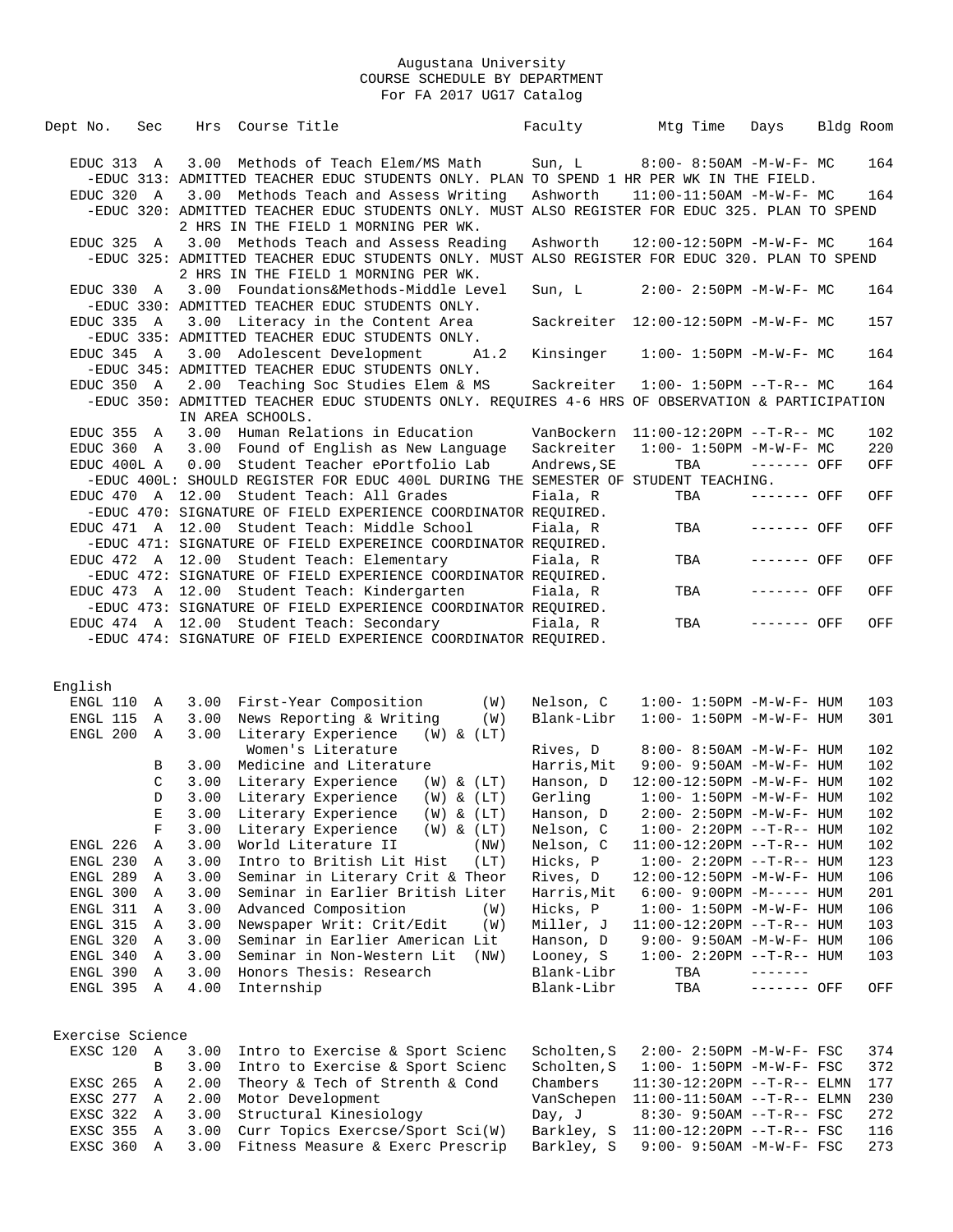Augustana University
COURSE SCHEDULE BY DEPARTMENT
For FA 2017 UG17 Catalog

| Dept No. | Sec | Hrs | Course Title | Faculty | Mtg Time | Days | Bldg | Room |
|---|---|---|---|---|---|---|---|---|
| EDUC 313 | A | 3.00 | Methods of Teach Elem/MS Math | Sun, L | 8:00- 8:50AM | -M-W-F- | MC | 164 |
| -EDUC 313: ADMITTED TEACHER EDUC STUDENTS ONLY. PLAN TO SPEND 1 HR PER WK IN THE FIELD. | | | | | | | | |
| EDUC 320 | A | 3.00 | Methods Teach and Assess Writing | Ashworth | 11:00-11:50AM | -M-W-F- | MC | 164 |
| -EDUC 320: ADMITTED TEACHER EDUC STUDENTS ONLY. MUST ALSO REGISTER FOR EDUC 325. PLAN TO SPEND 2 HRS IN THE FIELD 1 MORNING PER WK. | | | | | | | | |
| EDUC 325 | A | 3.00 | Methods Teach and Assess Reading | Ashworth | 12:00-12:50PM | -M-W-F- | MC | 164 |
| -EDUC 325: ADMITTED TEACHER EDUC STUDENTS ONLY. MUST ALSO REGISTER FOR EDUC 320. PLAN TO SPEND 2 HRS IN THE FIELD 1 MORNING PER WK. | | | | | | | | |
| EDUC 330 | A | 3.00 | Foundations&Methods-Middle Level | Sun, L | 2:00- 2:50PM | -M-W-F- | MC | 164 |
| -EDUC 330: ADMITTED TEACHER EDUC STUDENTS ONLY. | | | | | | | | |
| EDUC 335 | A | 3.00 | Literacy in the Content Area | Sackreiter | 12:00-12:50PM | -M-W-F- | MC | 157 |
| -EDUC 335: ADMITTED TEACHER EDUC STUDENTS ONLY. | | | | | | | | |
| EDUC 345 | A | 3.00 | Adolescent Development A1.2 | Kinsinger | 1:00- 1:50PM | -M-W-F- | MC | 164 |
| -EDUC 345: ADMITTED TEACHER EDUC STUDENTS ONLY. | | | | | | | | |
| EDUC 350 | A | 2.00 | Teaching Soc Studies Elem & MS | Sackreiter | 1:00- 1:50PM | --T-R-- | MC | 164 |
| -EDUC 350: ADMITTED TEACHER EDUC STUDENTS ONLY. REQUIRES 4-6 HRS OF OBSERVATION & PARTICIPATION IN AREA SCHOOLS. | | | | | | | | |
| EDUC 355 | A | 3.00 | Human Relations in Education | VanBockern | 11:00-12:20PM | --T-R-- | MC | 102 |
| EDUC 360 | A | 3.00 | Found of English as New Language | Sackreiter | 1:00- 1:50PM | -M-W-F- | MC | 220 |
| EDUC 400L | A | 0.00 | Student Teacher ePortfolio Lab | Andrews,SE | TBA | ------- | OFF | OFF |
| -EDUC 400L: SHOULD REGISTER FOR EDUC 400L DURING THE SEMESTER OF STUDENT TEACHING. | | | | | | | | |
| EDUC 470 | A | 12.00 | Student Teach: All Grades | Fiala, R | TBA | ------- | OFF | OFF |
| -EDUC 470: SIGNATURE OF FIELD EXPEREINCE COORDINATOR REQUIRED. | | | | | | | | |
| EDUC 471 | A | 12.00 | Student Teach: Middle School | Fiala, R | TBA | ------- | OFF | OFF |
| -EDUC 471: SIGNATURE OF FIELD EXPEREINCE COORDINATOR REQUIRED. | | | | | | | | |
| EDUC 472 | A | 12.00 | Student Teach: Elementary | Fiala, R | TBA | ------- | OFF | OFF |
| -EDUC 472: SIGNATURE OF FIELD EXPEREINCE COORDINATOR REQUIRED. | | | | | | | | |
| EDUC 473 | A | 12.00 | Student Teach: Kindergarten | Fiala, R | TBA | ------- | OFF | OFF |
| -EDUC 473: SIGNATURE OF FIELD EXPEREINCE COORDINATOR REQUIRED. | | | | | | | | |
| EDUC 474 | A | 12.00 | Student Teach: Secondary | Fiala, R | TBA | ------- | OFF | OFF |
| -EDUC 474: SIGNATURE OF FIELD EXPEREINCE COORDINATOR REQUIRED. | | | | | | | | |

## English

| Dept No. | Sec | Hrs | Course Title | Faculty | Mtg Time | Days | Bldg | Room |
|---|---|---|---|---|---|---|---|---|
| ENGL 110 | A | 3.00 | First-Year Composition (W) | Nelson, C | 1:00- 1:50PM | -M-W-F- | HUM | 103 |
| ENGL 115 | A | 3.00 | News Reporting & Writing (W) | Blank-Libr | 1:00- 1:50PM | -M-W-F- | HUM | 301 |
| ENGL 200 | A | 3.00 | Literary Experience (W) & (LT) Women's Literature | Rives, D | 8:00- 8:50AM | -M-W-F- | HUM | 102 |
| | B | 3.00 | Medicine and Literature | Harris,Mit | 9:00- 9:50AM | -M-W-F- | HUM | 102 |
| | C | 3.00 | Literary Experience (W) & (LT) | Hanson, D | 12:00-12:50PM | -M-W-F- | HUM | 102 |
| | D | 3.00 | Literary Experience (W) & (LT) | Gerling | 1:00- 1:50PM | -M-W-F- | HUM | 102 |
| | E | 3.00 | Literary Experience (W) & (LT) | Hanson, D | 2:00- 2:50PM | -M-W-F- | HUM | 102 |
| | F | 3.00 | Literary Experience (W) & (LT) | Nelson, C | 1:00- 2:20PM | --T-R-- | HUM | 102 |
| ENGL 226 | A | 3.00 | World Literature II (NW) | Nelson, C | 11:00-12:20PM | --T-R-- | HUM | 102 |
| ENGL 230 | A | 3.00 | Intro to British Lit Hist (LT) | Hicks, P | 1:00- 2:20PM | --T-R-- | HUM | 123 |
| ENGL 289 | A | 3.00 | Seminar in Literary Crit & Theor | Rives, D | 12:00-12:50PM | -M-W-F- | HUM | 106 |
| ENGL 300 | A | 3.00 | Seminar in Earlier British Liter | Harris,Mit | 6:00- 9:00PM | -M----- | HUM | 201 |
| ENGL 311 | A | 3.00 | Advanced Composition (W) | Hicks, P | 1:00- 1:50PM | -M-W-F- | HUM | 106 |
| ENGL 315 | A | 3.00 | Newspaper Writ: Crit/Edit (W) | Miller, J | 11:00-12:20PM | --T-R-- | HUM | 103 |
| ENGL 320 | A | 3.00 | Seminar in Earlier American Lit | Hanson, D | 9:00- 9:50AM | -M-W-F- | HUM | 106 |
| ENGL 340 | A | 3.00 | Seminar in Non-Western Lit (NW) | Looney, S | 1:00- 2:20PM | --T-R-- | HUM | 103 |
| ENGL 390 | A | 3.00 | Honors Thesis: Research | Blank-Libr | TBA | ------- | | |
| ENGL 395 | A | 4.00 | Internship | Blank-Libr | TBA | ------- | OFF | OFF |

## Exercise Science

| Dept No. | Sec | Hrs | Course Title | Faculty | Mtg Time | Days | Bldg | Room |
|---|---|---|---|---|---|---|---|---|
| EXSC 120 | A | 3.00 | Intro to Exercise & Sport Scienc | Scholten,S | 2:00- 2:50PM | -M-W-F- | FSC | 374 |
| | B | 3.00 | Intro to Exercise & Sport Scienc | Scholten,S | 1:00- 1:50PM | -M-W-F- | FSC | 372 |
| EXSC 265 | A | 2.00 | Theory & Tech of Strenth & Cond | Chambers | 11:30-12:20PM | --T-R-- | ELMN | 177 |
| EXSC 277 | A | 2.00 | Motor Development | VanSchepen | 11:00-11:50AM | --T-R-- | ELMN | 230 |
| EXSC 322 | A | 3.00 | Structural Kinesiology | Day, J | 8:30- 9:50AM | --T-R-- | FSC | 272 |
| EXSC 355 | A | 3.00 | Curr Topics Exercse/Sport Sci(W) | Barkley, S | 11:00-12:20PM | --T-R-- | FSC | 116 |
| EXSC 360 | A | 3.00 | Fitness Measure & Exerc Prescrip | Barkley, S | 9:00- 9:50AM | -M-W-F- | FSC | 273 |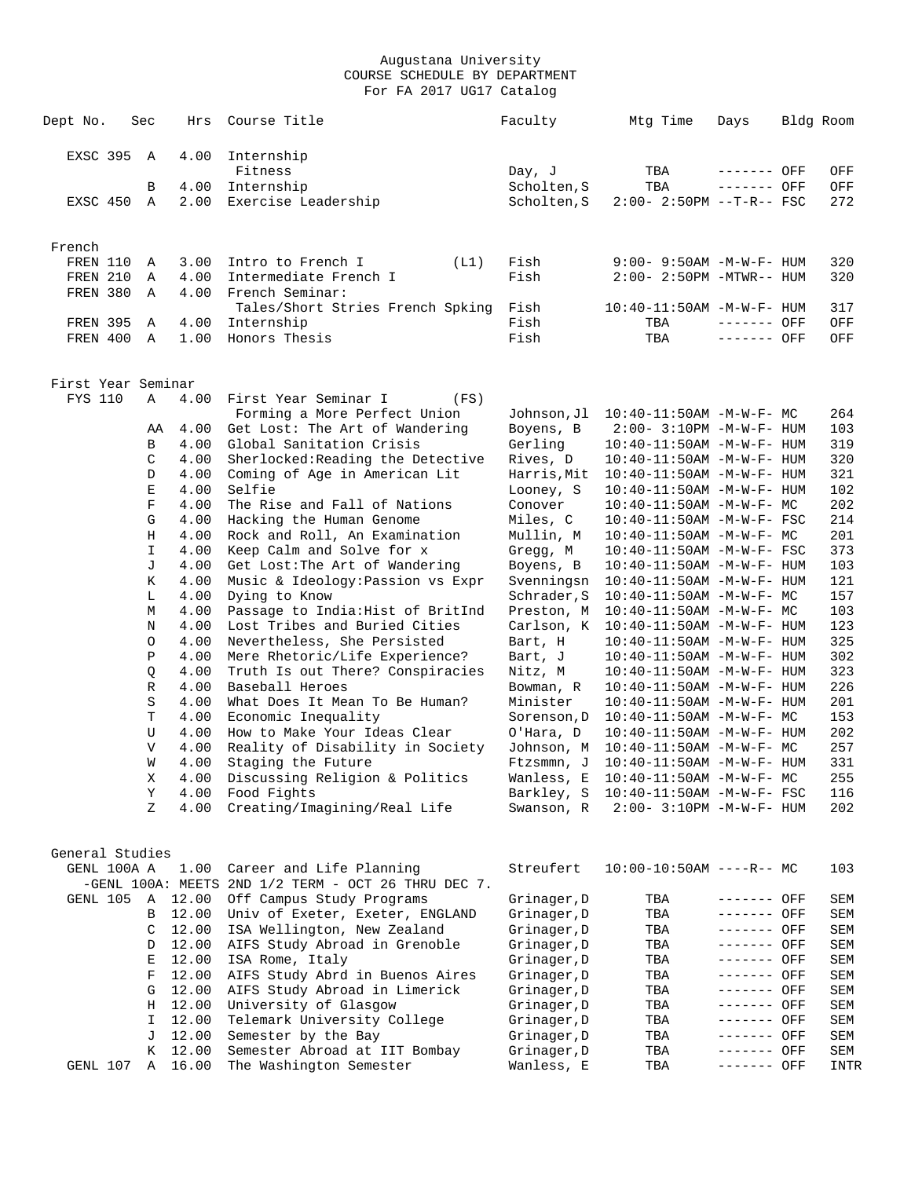Augustana University
COURSE SCHEDULE BY DEPARTMENT
For FA 2017 UG17 Catalog

| Dept No. | Sec | Hrs | Course Title | Faculty | Mtg Time | Days | Bldg | Room |
|---|---|---|---|---|---|---|---|---|
| EXSC 395 | A | 4.00 | Internship | | | | | |
| | | | Fitness | Day, J | TBA | ------- | OFF | OFF |
| | B | 4.00 | Internship | Scholten,S | TBA | ------- | OFF | OFF |
| EXSC 450 | A | 2.00 | Exercise Leadership | Scholten,S | 2:00- 2:50PM | --T-R-- | FSC | 272 |
| **French** | | | | | | | | |
| FREN 110 | A | 3.00 | Intro to French I (L1) | Fish | 9:00- 9:50AM | -M-W-F- | HUM | 320 |
| FREN 210 | A | 4.00 | Intermediate French I | Fish | 2:00- 2:50PM | -MTWR-- | HUM | 320 |
| FREN 380 | A | 4.00 | French Seminar: | | | | | |
| | | | Tales/Short Stries French Spking | Fish | 10:40-11:50AM | -M-W-F- | HUM | 317 |
| FREN 395 | A | 4.00 | Internship | Fish | TBA | ------- | OFF | OFF |
| FREN 400 | A | 1.00 | Honors Thesis | Fish | TBA | ------- | OFF | OFF |
| **First Year Seminar** | | | | | | | | |
| FYS 110 | A | 4.00 | First Year Seminar I (FS) | | | | | |
| | | | Forming a More Perfect Union | Johnson,Jl | 10:40-11:50AM | -M-W-F- | MC | 264 |
| | AA | 4.00 | Get Lost: The Art of Wandering | Boyens, B | 2:00- 3:10PM | -M-W-F- | HUM | 103 |
| | B | 4.00 | Global Sanitation Crisis | Gerling | 10:40-11:50AM | -M-W-F- | HUM | 319 |
| | C | 4.00 | Sherlocked:Reading the Detective | Rives, D | 10:40-11:50AM | -M-W-F- | HUM | 320 |
| | D | 4.00 | Coming of Age in American Lit | Harris,Mit | 10:40-11:50AM | -M-W-F- | HUM | 321 |
| | E | 4.00 | Selfie | Looney, S | 10:40-11:50AM | -M-W-F- | HUM | 102 |
| | F | 4.00 | The Rise and Fall of Nations | Conover | 10:40-11:50AM | -M-W-F- | MC | 202 |
| | G | 4.00 | Hacking the Human Genome | Miles, C | 10:40-11:50AM | -M-W-F- | FSC | 214 |
| | H | 4.00 | Rock and Roll, An Examination | Mullin, M | 10:40-11:50AM | -M-W-F- | MC | 201 |
| | I | 4.00 | Keep Calm and Solve for x | Gregg, M | 10:40-11:50AM | -M-W-F- | FSC | 373 |
| | J | 4.00 | Get Lost:The Art of Wandering | Boyens, B | 10:40-11:50AM | -M-W-F- | HUM | 103 |
| | K | 4.00 | Music & Ideology:Passion vs Expr | Svenningsn | 10:40-11:50AM | -M-W-F- | HUM | 121 |
| | L | 4.00 | Dying to Know | Schrader,S | 10:40-11:50AM | -M-W-F- | MC | 157 |
| | M | 4.00 | Passage to India:Hist of BritInd | Preston, M | 10:40-11:50AM | -M-W-F- | MC | 103 |
| | N | 4.00 | Lost Tribes and Buried Cities | Carlson, K | 10:40-11:50AM | -M-W-F- | HUM | 123 |
| | O | 4.00 | Nevertheless, She Persisted | Bart, H | 10:40-11:50AM | -M-W-F- | HUM | 325 |
| | P | 4.00 | Mere Rhetoric/Life Experience? | Bart, J | 10:40-11:50AM | -M-W-F- | HUM | 302 |
| | Q | 4.00 | Truth Is out There? Conspiracies | Nitz, M | 10:40-11:50AM | -M-W-F- | HUM | 323 |
| | R | 4.00 | Baseball Heroes | Bowman, R | 10:40-11:50AM | -M-W-F- | HUM | 226 |
| | S | 4.00 | What Does It Mean To Be Human? | Minister | 10:40-11:50AM | -M-W-F- | HUM | 201 |
| | T | 4.00 | Economic Inequality | Sorenson,D | 10:40-11:50AM | -M-W-F- | MC | 153 |
| | U | 4.00 | How to Make Your Ideas Clear | O'Hara, D | 10:40-11:50AM | -M-W-F- | HUM | 202 |
| | V | 4.00 | Reality of Disability in Society | Johnson, M | 10:40-11:50AM | -M-W-F- | MC | 257 |
| | W | 4.00 | Staging the Future | Ftzsmmn, J | 10:40-11:50AM | -M-W-F- | HUM | 331 |
| | X | 4.00 | Discussing Religion & Politics | Wanless, E | 10:40-11:50AM | -M-W-F- | MC | 255 |
| | Y | 4.00 | Food Fights | Barkley, S | 10:40-11:50AM | -M-W-F- | FSC | 116 |
| | Z | 4.00 | Creating/Imagining/Real Life | Swanson, R | 2:00- 3:10PM | -M-W-F- | HUM | 202 |
| **General Studies** | | | | | | | | |
| GENL 100A | A | 1.00 | Career and Life Planning | Streufert | 10:00-10:50AM | ----R-- | MC | 103 |
| | | | -GENL 100A: MEETS 2ND 1/2 TERM - OCT 26 THRU DEC 7. | | | | | |
| GENL 105 | A | 12.00 | Off Campus Study Programs | Grinager,D | TBA | ------- | OFF | SEM |
| | B | 12.00 | Univ of Exeter, Exeter, ENGLAND | Grinager,D | TBA | ------- | OFF | SEM |
| | C | 12.00 | ISA Wellington, New Zealand | Grinager,D | TBA | ------- | OFF | SEM |
| | D | 12.00 | AIFS Study Abroad in Grenoble | Grinager,D | TBA | ------- | OFF | SEM |
| | E | 12.00 | ISA Rome, Italy | Grinager,D | TBA | ------- | OFF | SEM |
| | F | 12.00 | AIFS Study Abrd in Buenos Aires | Grinager,D | TBA | ------- | OFF | SEM |
| | G | 12.00 | AIFS Study Abroad in Limerick | Grinager,D | TBA | ------- | OFF | SEM |
| | H | 12.00 | University of Glasgow | Grinager,D | TBA | ------- | OFF | SEM |
| | I | 12.00 | Telemark University College | Grinager,D | TBA | ------- | OFF | SEM |
| | J | 12.00 | Semester by the Bay | Grinager,D | TBA | ------- | OFF | SEM |
| | K | 12.00 | Semester Abroad at IIT Bombay | Grinager,D | TBA | ------- | OFF | SEM |
| GENL 107 | A | 16.00 | The Washington Semester | Wanless, E | TBA | ------- | OFF | INTR |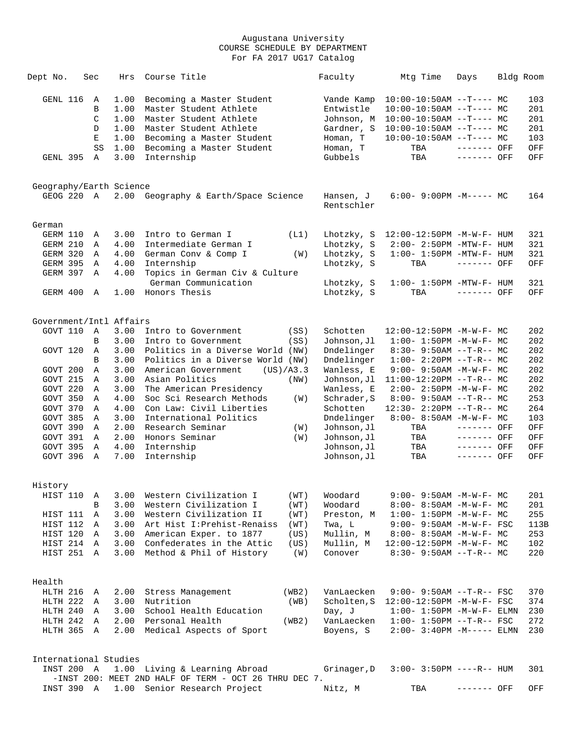Augustana University
COURSE SCHEDULE BY DEPARTMENT
For FA 2017 UG17 Catalog

| Dept No. | Sec | Hrs | Course Title | | Faculty | Mtg Time | Days | Bldg | Room |
|---|---|---|---|---|---|---|---|---|---|
| GENL 116 | A | 1.00 | Becoming a Master Student | | Vande Kamp | 10:00-10:50AM | --T---- | MC | 103 |
| | B | 1.00 | Master Student Athlete | | Entwistle | 10:00-10:50AM | --T---- | MC | 201 |
| | C | 1.00 | Master Student Athlete | | Johnson, M | 10:00-10:50AM | --T---- | MC | 201 |
| | D | 1.00 | Master Student Athlete | | Gardner, S | 10:00-10:50AM | --T---- | MC | 201 |
| | E | 1.00 | Becoming a Master Student | | Homan, T | 10:00-10:50AM | --T---- | MC | 103 |
| | SS | 1.00 | Becoming a Master Student | | Homan, T | TBA | ------- | OFF | OFF |
| GENL 395 | A | 3.00 | Internship | | Gubbels | TBA | ------- | OFF | OFF |
| **Geography/Earth Science** | | | | | | | | | |
| GEOG 220 | A | 2.00 | Geography & Earth/Space Science | | Hansen, J Rentschler | 6:00- 9:00PM | -M----- | MC | 164 |
| **German** | | | | | | | | | |
| GERM 110 | A | 3.00 | Intro to German I | (L1) | Lhotzky, S | 12:00-12:50PM | -M-W-F- | HUM | 321 |
| GERM 210 | A | 4.00 | Intermediate German I | | Lhotzky, S | 2:00- 2:50PM | -MTW-F- | HUM | 321 |
| GERM 320 | A | 4.00 | German Conv & Comp I | (W) | Lhotzky, S | 1:00- 1:50PM | -MTW-F- | HUM | 321 |
| GERM 395 | A | 4.00 | Internship | | Lhotzky, S | TBA | ------- | OFF | OFF |
| GERM 397 | A | 4.00 | Topics in German Civ & Culture<br>German Communication | | Lhotzky, S | 1:00- 1:50PM | -MTW-F- | HUM | 321 |
| GERM 400 | A | 1.00 | Honors Thesis | | Lhotzky, S | TBA | ------- | OFF | OFF |
| **Government/Intl Affairs** | | | | | | | | | |
| GOVT 110 | A | 3.00 | Intro to Government | (SS) | Schotten | 12:00-12:50PM | -M-W-F- | MC | 202 |
| | B | 3.00 | Intro to Government | (SS) | Johnson,Jl | 1:00- 1:50PM | -M-W-F- | MC | 202 |
| GOVT 120 | A | 3.00 | Politics in a Diverse World | (NW) | Dndelinger | 8:30- 9:50AM | --T-R-- | MC | 202 |
| | B | 3.00 | Politics in a Diverse World | (NW) | Dndelinger | 1:00- 2:20PM | --T-R-- | MC | 202 |
| GOVT 200 | A | 3.00 | American Government | (US)/A3.3 | Wanless, E | 9:00- 9:50AM | -M-W-F- | MC | 202 |
| GOVT 215 | A | 3.00 | Asian Politics | (NW) | Johnson,Jl | 11:00-12:20PM | --T-R-- | MC | 202 |
| GOVT 220 | A | 3.00 | The American Presidency | | Wanless, E | 2:00- 2:50PM | -M-W-F- | MC | 202 |
| GOVT 350 | A | 4.00 | Soc Sci Research Methods | (W) | Schrader,S | 8:00- 9:50AM | --T-R-- | MC | 253 |
| GOVT 370 | A | 4.00 | Con Law: Civil Liberties | | Schotten | 12:30- 2:20PM | --T-R-- | MC | 264 |
| GOVT 385 | A | 3.00 | International Politics | | Dndelinger | 8:00- 8:50AM | -M-W-F- | MC | 103 |
| GOVT 390 | A | 2.00 | Research Seminar | (W) | Johnson,Jl | TBA | ------- | OFF | OFF |
| GOVT 391 | A | 2.00 | Honors Seminar | (W) | Johnson,Jl | TBA | ------- | OFF | OFF |
| GOVT 395 | A | 4.00 | Internship | | Johnson,Jl | TBA | ------- | OFF | OFF |
| GOVT 396 | A | 7.00 | Internship | | Johnson,Jl | TBA | ------- | OFF | OFF |
| **History** | | | | | | | | | |
| HIST 110 | A | 3.00 | Western Civilization I | (WT) | Woodard | 9:00- 9:50AM | -M-W-F- | MC | 201 |
| | B | 3.00 | Western Civilization I | (WT) | Woodard | 8:00- 8:50AM | -M-W-F- | MC | 201 |
| HIST 111 | A | 3.00 | Western Civilization II | (WT) | Preston, M | 1:00- 1:50PM | -M-W-F- | MC | 255 |
| HIST 112 | A | 3.00 | Art Hist I:Prehist-Renaiss | (WT) | Twa, L | 9:00- 9:50AM | -M-W-F- | FSC | 113B |
| HIST 120 | A | 3.00 | American Exper. to 1877 | (US) | Mullin, M | 8:00- 8:50AM | -M-W-F- | MC | 253 |
| HIST 214 | A | 3.00 | Confederates in the Attic | (US) | Mullin, M | 12:00-12:50PM | -M-W-F- | MC | 102 |
| HIST 251 | A | 3.00 | Method & Phil of History | (W) | Conover | 8:30- 9:50AM | --T-R-- | MC | 220 |
| **Health** | | | | | | | | | |
| HLTH 216 | A | 2.00 | Stress Management | (WB2) | VanLaecken | 9:00- 9:50AM | --T-R-- | FSC | 370 |
| HLTH 222 | A | 3.00 | Nutrition | (WB) | Scholten,S | 12:00-12:50PM | -M-W-F- | FSC | 374 |
| HLTH 240 | A | 3.00 | School Health Education | | Day, J | 1:00- 1:50PM | -M-W-F- | ELMN | 230 |
| HLTH 242 | A | 2.00 | Personal Health | (WB2) | VanLaecken | 1:00- 1:50PM | --T-R-- | FSC | 272 |
| HLTH 365 | A | 2.00 | Medical Aspects of Sport | | Boyens, S | 2:00- 3:40PM | -M----- | ELMN | 230 |
| **International Studies** | | | | | | | | | |
| INST 200 | A | 1.00 | Living & Learning Abroad | | Grinager,D | 3:00- 3:50PM | ----R-- | HUM | 301 |
| -INST 200: MEET 2ND HALF OF TERM - OCT 26 THRU DEC 7. | | | | | | | | | |
| INST 390 | A | 1.00 | Senior Research Project | | Nitz, M | TBA | ------- | OFF | OFF |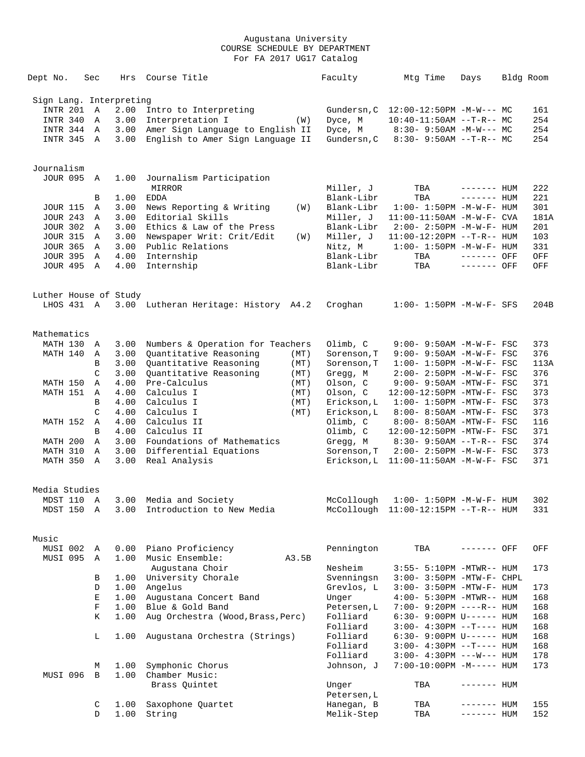Augustana University
COURSE SCHEDULE BY DEPARTMENT
For FA 2017 UG17 Catalog

| Dept No. | Sec | Hrs | Course Title | | Faculty | Mtg Time | Days | Bldg | Room |
|---|---|---|---|---|---|---|---|---|---|
| **Sign Lang. Interpreting** | | | | | | | | | |
| INTR 201 | A | 2.00 | Intro to Interpreting | | Gundersn,C | 12:00-12:50PM | -M-W--- | MC | 161 |
| INTR 340 | A | 3.00 | Interpretation I | (W) | Dyce, M | 10:40-11:50AM | --T-R-- | MC | 254 |
| INTR 344 | A | 3.00 | Amer Sign Language to English II | | Dyce, M | 8:30- 9:50AM | -M-W--- | MC | 254 |
| INTR 345 | A | 3.00 | English to Amer Sign Language II | | Gundersn,C | 8:30- 9:50AM | --T-R-- | MC | 254 |
| **Journalism** | | | | | | | | | |
| JOUR 095 | A | 1.00 | Journalism Participation MIRROR | | Miller, J | TBA | ------- | HUM | 222 |
| | B | 1.00 | EDDA | | Blank-Libr | TBA | ------- | HUM | 221 |
| JOUR 115 | A | 3.00 | News Reporting & Writing | (W) | Blank-Libr | 1:00- 1:50PM | -M-W-F- | HUM | 301 |
| JOUR 243 | A | 3.00 | Editorial Skills | | Miller, J | 11:00-11:50AM | -M-W-F- | CVA | 181A |
| JOUR 302 | A | 3.00 | Ethics & Law of the Press | | Blank-Libr | 2:00- 2:50PM | -M-W-F- | HUM | 201 |
| JOUR 315 | A | 3.00 | Newspaper Writ: Crit/Edit | (W) | Miller, J | 11:00-12:20PM | --T-R-- | HUM | 103 |
| JOUR 365 | A | 3.00 | Public Relations | | Nitz, M | 1:00- 1:50PM | -M-W-F- | HUM | 331 |
| JOUR 395 | A | 4.00 | Internship | | Blank-Libr | TBA | ------- | OFF | OFF |
| JOUR 495 | A | 4.00 | Internship | | Blank-Libr | TBA | ------- | OFF | OFF |
| **Luther House of Study** | | | | | | | | | |
| LHOS 431 | A | 3.00 | Lutheran Heritage: History | A4.2 | Croghan | 1:00- 1:50PM | -M-W-F- | SFS | 204B |
| **Mathematics** | | | | | | | | | |
| MATH 130 | A | 3.00 | Numbers & Operation for Teachers | | Olimb, C | 9:00- 9:50AM | -M-W-F- | FSC | 373 |
| MATH 140 | A | 3.00 | Quantitative Reasoning | (MT) | Sorenson,T | 9:00- 9:50AM | -M-W-F- | FSC | 376 |
| | B | 3.00 | Quantitative Reasoning | (MT) | Sorenson,T | 1:00- 1:50PM | -M-W-F- | FSC | 113A |
| | C | 3.00 | Quantitative Reasoning | (MT) | Gregg, M | 2:00- 2:50PM | -M-W-F- | FSC | 376 |
| MATH 150 | A | 4.00 | Pre-Calculus | (MT) | Olson, C | 9:00- 9:50AM | -MTW-F- | FSC | 371 |
| MATH 151 | A | 4.00 | Calculus I | (MT) | Olson, C | 12:00-12:50PM | -MTW-F- | FSC | 373 |
| | B | 4.00 | Calculus I | (MT) | Erickson,L | 1:00- 1:50PM | -MTW-F- | FSC | 373 |
| | C | 4.00 | Calculus I | (MT) | Erickson,L | 8:00- 8:50AM | -MTW-F- | FSC | 373 |
| MATH 152 | A | 4.00 | Calculus II | | Olimb, C | 8:00- 8:50AM | -MTW-F- | FSC | 116 |
| | B | 4.00 | Calculus II | | Olimb, C | 12:00-12:50PM | -MTW-F- | FSC | 371 |
| MATH 200 | A | 3.00 | Foundations of Mathematics | | Gregg, M | 8:30- 9:50AM | --T-R-- | FSC | 374 |
| MATH 310 | A | 3.00 | Differential Equations | | Sorenson,T | 2:00- 2:50PM | -M-W-F- | FSC | 373 |
| MATH 350 | A | 3.00 | Real Analysis | | Erickson,L | 11:00-11:50AM | -M-W-F- | FSC | 371 |
| **Media Studies** | | | | | | | | | |
| MDST 110 | A | 3.00 | Media and Society | | McCollough | 1:00- 1:50PM | -M-W-F- | HUM | 302 |
| MDST 150 | A | 3.00 | Introduction to New Media | | McCollough | 11:00-12:15PM | --T-R-- | HUM | 331 |
| **Music** | | | | | | | | | |
| MUSI 002 | A | 0.00 | Piano Proficiency | | Pennington | TBA | ------- | OFF | OFF |
| MUSI 095 | A | 1.00 | Music Ensemble: Augustana Choir | A3.5B | Nesheim | 3:55- 5:10PM | -MTWR-- | HUM | 173 |
| | B | 1.00 | University Chorale | | Svenningsn | 3:00- 3:50PM | -MTW-F- | CHPL | |
| | D | 1.00 | Angelus | | Grevlos, L | 3:00- 3:50PM | -MTW-F- | HUM | 173 |
| | E | 1.00 | Augustana Concert Band | | Unger | 4:00- 5:30PM | -MTWR-- | HUM | 168 |
| | F | 1.00 | Blue & Gold Band | | Petersen,L | 7:00- 9:20PM | ----R-- | HUM | 168 |
| | K | 1.00 | Aug Orchestra (Wood,Brass,Perc) | | Folliard | 6:30- 9:00PM | U------ | HUM | 168 |
| | | | | | Folliard | 3:00- 4:30PM | --T---- | HUM | 168 |
| | L | 1.00 | Augustana Orchestra (Strings) | | Folliard | 6:30- 9:00PM | U------ | HUM | 168 |
| | | | | | Folliard | 3:00- 4:30PM | --T---- | HUM | 168 |
| | | | | | Folliard | 3:00- 4:30PM | ---W--- | HUM | 178 |
| | M | 1.00 | Symphonic Chorus | | Johnson, J | 7:00-10:00PM | -M----- | HUM | 173 |
| MUSI 096 | B | 1.00 | Chamber Music: Brass Quintet | | Unger | TBA | ------- | HUM | |
| | | | | | Petersen,L | | | | |
| | C | 1.00 | Saxophone Quartet | | Hanegan, B | TBA | ------- | HUM | 155 |
| | D | 1.00 | String | | Melik-Step | TBA | ------- | HUM | 152 |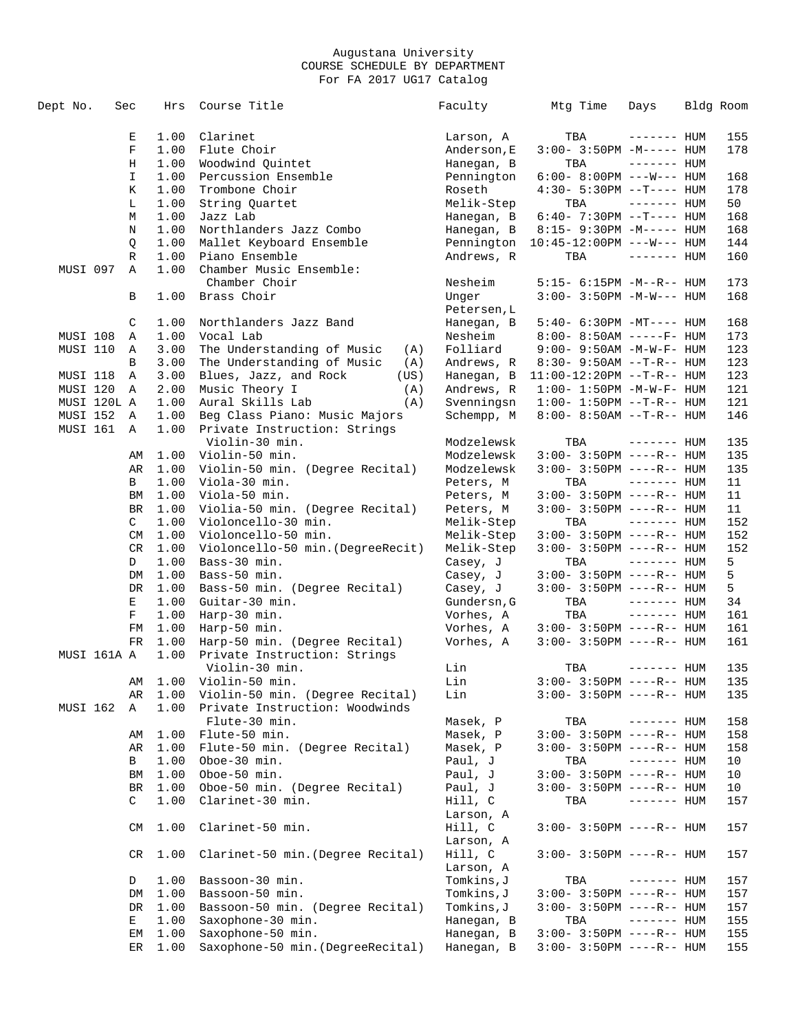Augustana University
COURSE SCHEDULE BY DEPARTMENT
For FA 2017 UG17 Catalog

| Dept No. | Sec | Hrs | Course Title | Faculty | Mtg Time | Days | Bldg | Room |
|---|---|---|---|---|---|---|---|---|
| | E | 1.00 | Clarinet | Larson, A | TBA | ------- | HUM | 155 |
| | F | 1.00 | Flute Choir | Anderson,E | 3:00- 3:50PM | -M----- | HUM | 178 |
| | H | 1.00 | Woodwind Quintet | Hanegan, B | TBA | ------- | HUM | |
| | I | 1.00 | Percussion Ensemble | Pennington | 6:00- 8:00PM | ---W--- | HUM | 168 |
| | K | 1.00 | Trombone Choir | Roseth | 4:30- 5:30PM | --T---- | HUM | 178 |
| | L | 1.00 | String Quartet | Melik-Step | TBA | ------- | HUM | 50 |
| | M | 1.00 | Jazz Lab | Hanegan, B | 6:40- 7:30PM | --T---- | HUM | 168 |
| | N | 1.00 | Northlanders Jazz Combo | Hanegan, B | 8:15- 9:30PM | -M----- | HUM | 168 |
| | Q | 1.00 | Mallet Keyboard Ensemble | Pennington | 10:45-12:00PM | ---W--- | HUM | 144 |
| | R | 1.00 | Piano Ensemble | Andrews, R | TBA | ------- | HUM | 160 |
| MUSI 097 | A | 1.00 | Chamber Music Ensemble: Chamber Choir | Nesheim | 5:15- 6:15PM | -M--R-- | HUM | 173 |
| | B | 1.00 | Brass Choir | Unger Petersen,L | 3:00- 3:50PM | -M-W--- | HUM | 168 |
| | C | 1.00 | Northlanders Jazz Band | Hanegan, B | 5:40- 6:30PM | -MT---- | HUM | 168 |
| MUSI 108 | A | 1.00 | Vocal Lab | Nesheim | 8:00- 8:50AM | -----F- | HUM | 173 |
| MUSI 110 | A | 3.00 | The Understanding of Music (A) | Folliard | 9:00- 9:50AM | -M-W-F- | HUM | 123 |
| | B | 3.00 | The Understanding of Music (A) | Andrews, R | 8:30- 9:50AM | --T-R-- | HUM | 123 |
| MUSI 118 | A | 3.00 | Blues, Jazz, and Rock (US) | Hanegan, B | 11:00-12:20PM | --T-R-- | HUM | 123 |
| MUSI 120 | A | 2.00 | Music Theory I (A) | Andrews, R | 1:00- 1:50PM | -M-W-F- | HUM | 121 |
| MUSI 120L | A | 1.00 | Aural Skills Lab (A) | Svenningsn | 1:00- 1:50PM | --T-R-- | HUM | 121 |
| MUSI 152 | A | 1.00 | Beg Class Piano: Music Majors | Schempp, M | 8:00- 8:50AM | --T-R-- | HUM | 146 |
| MUSI 161 | A | 1.00 | Private Instruction: Strings Violin-30 min. | Modzelewsk | TBA | ------- | HUM | 135 |
| | AM | 1.00 | Violin-50 min. | Modzelewsk | 3:00- 3:50PM | ----R-- | HUM | 135 |
| | AR | 1.00 | Violin-50 min. (Degree Recital) | Modzelewsk | 3:00- 3:50PM | ----R-- | HUM | 135 |
| | B | 1.00 | Viola-30 min. | Peters, M | TBA | ------- | HUM | 11 |
| | BM | 1.00 | Viola-50 min. | Peters, M | 3:00- 3:50PM | ----R-- | HUM | 11 |
| | BR | 1.00 | Violia-50 min. (Degree Recital) | Peters, M | 3:00- 3:50PM | ----R-- | HUM | 11 |
| | C | 1.00 | Violoncello-30 min. | Melik-Step | TBA | ------- | HUM | 152 |
| | CM | 1.00 | Violoncello-50 min. | Melik-Step | 3:00- 3:50PM | ----R-- | HUM | 152 |
| | CR | 1.00 | Violoncello-50 min.(DegreeRecit) | Melik-Step | 3:00- 3:50PM | ----R-- | HUM | 152 |
| | D | 1.00 | Bass-30 min. | Casey, J | TBA | ------- | HUM | 5 |
| | DM | 1.00 | Bass-50 min. | Casey, J | 3:00- 3:50PM | ----R-- | HUM | 5 |
| | DR | 1.00 | Bass-50 min. (Degree Recital) | Casey, J | 3:00- 3:50PM | ----R-- | HUM | 5 |
| | E | 1.00 | Guitar-30 min. | Gundersn,G | TBA | ------- | HUM | 34 |
| | F | 1.00 | Harp-30 min. | Vorhes, A | TBA | ------- | HUM | 161 |
| | FM | 1.00 | Harp-50 min. | Vorhes, A | 3:00- 3:50PM | ----R-- | HUM | 161 |
| | FR | 1.00 | Harp-50 min. (Degree Recital) | Vorhes, A | 3:00- 3:50PM | ----R-- | HUM | 161 |
| MUSI 161A | A | 1.00 | Private Instruction: Strings Violin-30 min. | Lin | TBA | ------- | HUM | 135 |
| | AM | 1.00 | Violin-50 min. | Lin | 3:00- 3:50PM | ----R-- | HUM | 135 |
| | AR | 1.00 | Violin-50 min. (Degree Recital) | Lin | 3:00- 3:50PM | ----R-- | HUM | 135 |
| MUSI 162 | A | 1.00 | Private Instruction: Woodwinds Flute-30 min. | Masek, P | TBA | ------- | HUM | 158 |
| | AM | 1.00 | Flute-50 min. | Masek, P | 3:00- 3:50PM | ----R-- | HUM | 158 |
| | AR | 1.00 | Flute-50 min. (Degree Recital) | Masek, P | 3:00- 3:50PM | ----R-- | HUM | 158 |
| | B | 1.00 | Oboe-30 min. | Paul, J | TBA | ------- | HUM | 10 |
| | BM | 1.00 | Oboe-50 min. | Paul, J | 3:00- 3:50PM | ----R-- | HUM | 10 |
| | BR | 1.00 | Oboe-50 min. (Degree Recital) | Paul, J | 3:00- 3:50PM | ----R-- | HUM | 10 |
| | C | 1.00 | Clarinet-30 min. | Hill, C Larson, A | TBA | ------- | HUM | 157 |
| | CM | 1.00 | Clarinet-50 min. | Hill, C Larson, A | 3:00- 3:50PM | ----R-- | HUM | 157 |
| | CR | 1.00 | Clarinet-50 min.(Degree Recital) | Hill, C Larson, A | 3:00- 3:50PM | ----R-- | HUM | 157 |
| | D | 1.00 | Bassoon-30 min. | Tomkins,J | TBA | ------- | HUM | 157 |
| | DM | 1.00 | Bassoon-50 min. | Tomkins,J | 3:00- 3:50PM | ----R-- | HUM | 157 |
| | DR | 1.00 | Bassoon-50 min. (Degree Recital) | Tomkins,J | 3:00- 3:50PM | ----R-- | HUM | 157 |
| | E | 1.00 | Saxophone-30 min. | Hanegan, B | TBA | ------- | HUM | 155 |
| | EM | 1.00 | Saxophone-50 min. | Hanegan, B | 3:00- 3:50PM | ----R-- | HUM | 155 |
| | ER | 1.00 | Saxophone-50 min.(DegreeRecital) | Hanegan, B | 3:00- 3:50PM | ----R-- | HUM | 155 |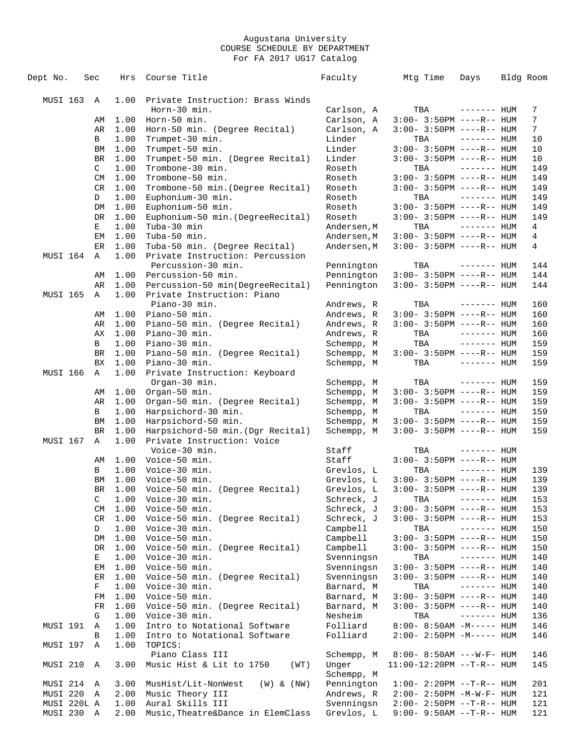Augustana University
COURSE SCHEDULE BY DEPARTMENT
For FA 2017 UG17 Catalog

| Dept No. | Sec | Hrs | Course Title | Faculty | Mtg Time | Days | Bldg | Room |
|---|---|---|---|---|---|---|---|---|
| MUSI 163 | A | 1.00 | Private Instruction: Brass Winds | | | | | |
| | | | Horn-30 min. | Carlson, A | TBA | ------- | HUM | 7 |
| | AM | 1.00 | Horn-50 min. | Carlson, A | 3:00- 3:50PM | ----R-- | HUM | 7 |
| | AR | 1.00 | Horn-50 min. (Degree Recital) | Carlson, A | 3:00- 3:50PM | ----R-- | HUM | 7 |
| | B | 1.00 | Trumpet-30 min. | Linder | TBA | ------- | HUM | 10 |
| | BM | 1.00 | Trumpet-50 min. | Linder | 3:00- 3:50PM | ----R-- | HUM | 10 |
| | BR | 1.00 | Trumpet-50 min. (Degree Recital) | Linder | 3:00- 3:50PM | ----R-- | HUM | 10 |
| | C | 1.00 | Trombone-30 min. | Roseth | TBA | ------- | HUM | 149 |
| | CM | 1.00 | Trombone-50 min. | Roseth | 3:00- 3:50PM | ----R-- | HUM | 149 |
| | CR | 1.00 | Trombone-50 min.(Degree Recital) | Roseth | 3:00- 3:50PM | ----R-- | HUM | 149 |
| | D | 1.00 | Euphonium-30 min. | Roseth | TBA | ------- | HUM | 149 |
| | DM | 1.00 | Euphonium-50 min. | Roseth | 3:00- 3:50PM | ----R-- | HUM | 149 |
| | DR | 1.00 | Euphonium-50 min.(DegreeRecital) | Roseth | 3:00- 3:50PM | ----R-- | HUM | 149 |
| | E | 1.00 | Tuba-30 min | Andersen,M | TBA | ------- | HUM | 4 |
| | EM | 1.00 | Tuba-50 min. | Andersen,M | 3:00- 3:50PM | ----R-- | HUM | 4 |
| | ER | 1.00 | Tuba-50 min. (Degree Recital) | Andersen,M | 3:00- 3:50PM | ----R-- | HUM | 4 |
| MUSI 164 | A | 1.00 | Private Instruction: Percussion | | | | | |
| | | | Percussion-30 min. | Pennington | TBA | ------- | HUM | 144 |
| | AM | 1.00 | Percussion-50 min. | Pennington | 3:00- 3:50PM | ----R-- | HUM | 144 |
| | AR | 1.00 | Percussion-50 min(DegreeRecital) | Pennington | 3:00- 3:50PM | ----R-- | HUM | 144 |
| MUSI 165 | A | 1.00 | Private Instruction: Piano | | | | | |
| | | | Piano-30 min. | Andrews, R | TBA | ------- | HUM | 160 |
| | AM | 1.00 | Piano-50 min. | Andrews, R | 3:00- 3:50PM | ----R-- | HUM | 160 |
| | AR | 1.00 | Piano-50 min. (Degree Recital) | Andrews, R | 3:00- 3:50PM | ----R-- | HUM | 160 |
| | AX | 1.00 | Piano-30 min. | Andrews, R | TBA | ------- | HUM | 160 |
| | B | 1.00 | Piano-30 min. | Schempp, M | TBA | ------- | HUM | 159 |
| | BR | 1.00 | Piano-50 min. (Degree Recital) | Schempp, M | 3:00- 3:50PM | ----R-- | HUM | 159 |
| | BX | 1.00 | Piano-30 min. | Schempp, M | TBA | ------- | HUM | 159 |
| MUSI 166 | A | 1.00 | Private Instruction: Keyboard | | | | | |
| | | | Organ-30 min. | Schempp, M | TBA | ------- | HUM | 159 |
| | AM | 1.00 | Organ-50 min. | Schempp, M | 3:00- 3:50PM | ----R-- | HUM | 159 |
| | AR | 1.00 | Organ-50 min. (Degree Recital) | Schempp, M | 3:00- 3:50PM | ----R-- | HUM | 159 |
| | B | 1.00 | Harpsichord-30 min. | Schempp, M | TBA | ------- | HUM | 159 |
| | BM | 1.00 | Harpsichord-50 min. | Schempp, M | 3:00- 3:50PM | ----R-- | HUM | 159 |
| | BR | 1.00 | Harpsichord-50 min.(Dgr Recital) | Schempp, M | 3:00- 3:50PM | ----R-- | HUM | 159 |
| MUSI 167 | A | 1.00 | Private Instruction: Voice | | | | | |
| | | | Voice-30 min. | Staff | TBA | ------- | HUM | |
| | AM | 1.00 | Voice-50 min. | Staff | 3:00- 3:50PM | ----R-- | HUM | |
| | B | 1.00 | Voice-30 min. | Grevlos, L | TBA | ------- | HUM | 139 |
| | BM | 1.00 | Voice-50 min. | Grevlos, L | 3:00- 3:50PM | ----R-- | HUM | 139 |
| | BR | 1.00 | Voice-50 min. (Degree Recital) | Grevlos, L | 3:00- 3:50PM | ----R-- | HUM | 139 |
| | C | 1.00 | Voice-30 min. | Schreck, J | TBA | ------- | HUM | 153 |
| | CM | 1.00 | Voice-50 min. | Schreck, J | 3:00- 3:50PM | ----R-- | HUM | 153 |
| | CR | 1.00 | Voice-50 min. (Degree Recital) | Schreck, J | 3:00- 3:50PM | ----R-- | HUM | 153 |
| | D | 1.00 | Voice-30 min. | Campbell | TBA | ------- | HUM | 150 |
| | DM | 1.00 | Voice-50 min. | Campbell | 3:00- 3:50PM | ----R-- | HUM | 150 |
| | DR | 1.00 | Voice-50 min. (Degree Recital) | Campbell | 3:00- 3:50PM | ----R-- | HUM | 150 |
| | E | 1.00 | Voice-30 min. | Svenningsn | TBA | ------- | HUM | 140 |
| | EM | 1.00 | Voice-50 min. | Svenningsn | 3:00- 3:50PM | ----R-- | HUM | 140 |
| | ER | 1.00 | Voice-50 min. (Degree Recital) | Svenningsn | 3:00- 3:50PM | ----R-- | HUM | 140 |
| | F | 1.00 | Voice-30 min. | Barnard, M | TBA | ------- | HUM | 140 |
| | FM | 1.00 | Voice-50 min. | Barnard, M | 3:00- 3:50PM | ----R-- | HUM | 140 |
| | FR | 1.00 | Voice-50 min. (Degree Recital) | Barnard, M | 3:00- 3:50PM | ----R-- | HUM | 140 |
| | G | 1.00 | Voice-30 min. | Nesheim | TBA | ------- | HUM | 136 |
| MUSI 191 | A | 1.00 | Intro to Notational Software | Folliard | 8:00- 8:50AM | -M----- | HUM | 146 |
| | B | 1.00 | Intro to Notational Software | Folliard | 2:00- 2:50PM | -M----- | HUM | 146 |
| MUSI 197 | A | 1.00 | TOPICS: | | | | | |
| | | | Piano Class III | Schempp, M | 8:00- 8:50AM | ---W-F- | HUM | 146 |
| MUSI 210 | A | 3.00 | Music Hist & Lit to 1750 (WT) | Unger | 11:00-12:20PM | --T-R-- | HUM | 145 |
| | | | | Schempp, M | | | | |
| MUSI 214 | A | 3.00 | MusHist/Lit-NonWest (W) & (NW) | Pennington | 1:00- 2:20PM | --T-R-- | HUM | 201 |
| MUSI 220 | A | 2.00 | Music Theory III | Andrews, R | 2:00- 2:50PM | -M-W-F- | HUM | 121 |
| MUSI 220L | A | 1.00 | Aural Skills III | Svenningsn | 2:00- 2:50PM | --T-R-- | HUM | 121 |
| MUSI 230 | A | 2.00 | Music,Theatre&Dance in ElemClass | Grevlos, L | 9:00- 9:50AM | --T-R-- | HUM | 121 |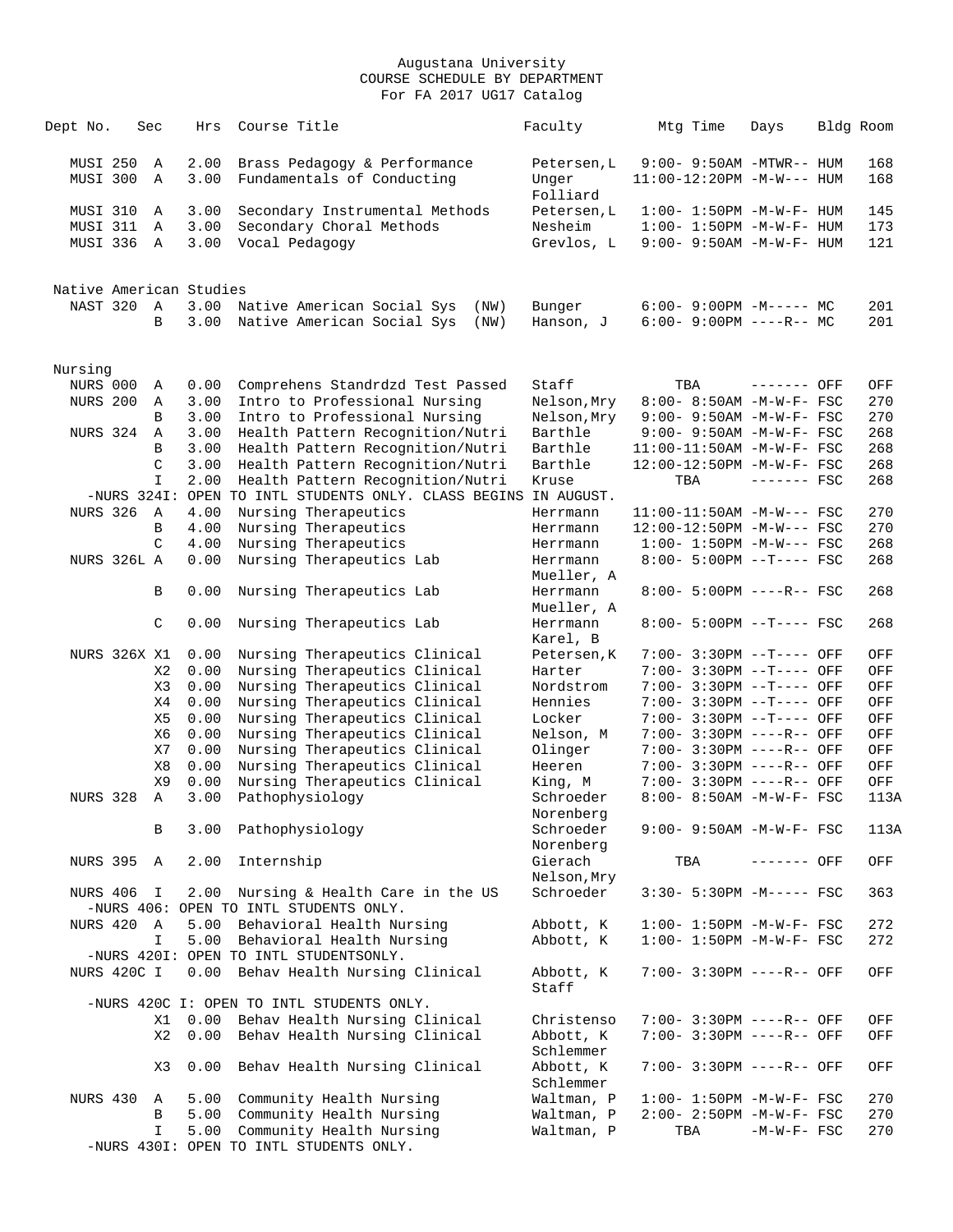Augustana University
COURSE SCHEDULE BY DEPARTMENT
For FA 2017 UG17 Catalog

| Dept No. | Sec | Hrs | Course Title | Faculty | Mtg Time | Days | Bldg | Room |
|---|---|---|---|---|---|---|---|---|
| MUSI 250 | A | 2.00 | Brass Pedagogy & Performance | Petersen,L | 9:00- 9:50AM | -MTWR-- | HUM | 168 |
| MUSI 300 | A | 3.00 | Fundamentals of Conducting | Unger Folliard | 11:00-12:20PM | -M-W--- | HUM | 168 |
| MUSI 310 | A | 3.00 | Secondary Instrumental Methods | Petersen,L | 1:00- 1:50PM | -M-W-F- | HUM | 145 |
| MUSI 311 | A | 3.00 | Secondary Choral Methods | Nesheim | 1:00- 1:50PM | -M-W-F- | HUM | 173 |
| MUSI 336 | A | 3.00 | Vocal Pedagogy | Grevlos, L | 9:00- 9:50AM | -M-W-F- | HUM | 121 |
| **Native American Studies** | | | | | | | | |
| NAST 320 | A | 3.00 | Native American Social Sys (NW) | Bunger | 6:00- 9:00PM | -M----- | MC | 201 |
| | B | 3.00 | Native American Social Sys (NW) | Hanson, J | 6:00- 9:00PM | ----R-- | MC | 201 |
| **Nursing** | | | | | | | | |
| NURS 000 | A | 0.00 | Comprehens Standrdzd Test Passed | Staff | TBA | ------- | OFF | OFF |
| NURS 200 | A | 3.00 | Intro to Professional Nursing | Nelson,Mry | 8:00- 8:50AM | -M-W-F- | FSC | 270 |
| | B | 3.00 | Intro to Professional Nursing | Nelson,Mry | 9:00- 9:50AM | -M-W-F- | FSC | 270 |
| NURS 324 | A | 3.00 | Health Pattern Recognition/Nutri | Barthle | 9:00- 9:50AM | -M-W-F- | FSC | 268 |
| | B | 3.00 | Health Pattern Recognition/Nutri | Barthle | 11:00-11:50AM | -M-W-F- | FSC | 268 |
| | C | 3.00 | Health Pattern Recognition/Nutri | Barthle | 12:00-12:50PM | -M-W-F- | FSC | 268 |
| | I | 2.00 | Health Pattern Recognition/Nutri | Kruse | TBA | ------- | FSC | 268 |
| -NURS 324I: OPEN TO INTL STUDENTS ONLY. CLASS BEGINS IN AUGUST. | | | | | | | | |
| NURS 326 | A | 4.00 | Nursing Therapeutics | Herrmann | 11:00-11:50AM | -M-W--- | FSC | 270 |
| | B | 4.00 | Nursing Therapeutics | Herrmann | 12:00-12:50PM | -M-W--- | FSC | 270 |
| | C | 4.00 | Nursing Therapeutics | Herrmann | 1:00- 1:50PM | -M-W--- | FSC | 268 |
| NURS 326L | A | 0.00 | Nursing Therapeutics Lab | Herrmann Mueller, A | 8:00- 5:00PM | --T---- | FSC | 268 |
| | B | 0.00 | Nursing Therapeutics Lab | Herrmann Mueller, A | 8:00- 5:00PM | ----R-- | FSC | 268 |
| | C | 0.00 | Nursing Therapeutics Lab | Herrmann Karel, B | 8:00- 5:00PM | --T---- | FSC | 268 |
| NURS 326X | X1 | 0.00 | Nursing Therapeutics Clinical | Petersen,K | 7:00- 3:30PM | --T---- | OFF | OFF |
| | X2 | 0.00 | Nursing Therapeutics Clinical | Harter | 7:00- 3:30PM | --T---- | OFF | OFF |
| | X3 | 0.00 | Nursing Therapeutics Clinical | Nordstrom | 7:00- 3:30PM | --T---- | OFF | OFF |
| | X4 | 0.00 | Nursing Therapeutics Clinical | Hennies | 7:00- 3:30PM | --T---- | OFF | OFF |
| | X5 | 0.00 | Nursing Therapeutics Clinical | Locker | 7:00- 3:30PM | --T---- | OFF | OFF |
| | X6 | 0.00 | Nursing Therapeutics Clinical | Nelson, M | 7:00- 3:30PM | ----R-- | OFF | OFF |
| | X7 | 0.00 | Nursing Therapeutics Clinical | Olinger | 7:00- 3:30PM | ----R-- | OFF | OFF |
| | X8 | 0.00 | Nursing Therapeutics Clinical | Heeren | 7:00- 3:30PM | ----R-- | OFF | OFF |
| | X9 | 0.00 | Nursing Therapeutics Clinical | King, M | 7:00- 3:30PM | ----R-- | OFF | OFF |
| NURS 328 | A | 3.00 | Pathophysiology | Schroeder Norenberg | 8:00- 8:50AM | -M-W-F- | FSC | 113A |
| | B | 3.00 | Pathophysiology | Schroeder Norenberg | 9:00- 9:50AM | -M-W-F- | FSC | 113A |
| NURS 395 | A | 2.00 | Internship | Gierach Nelson,Mry | TBA | ------- | OFF | OFF |
| NURS 406 | I | 2.00 | Nursing & Health Care in the US | Schroeder | 3:30- 5:30PM | -M----- | FSC | 363 |
| -NURS 406: OPEN TO INTL STUDENTS ONLY. | | | | | | | | |
| NURS 420 | A | 5.00 | Behavioral Health Nursing | Abbott, K | 1:00- 1:50PM | -M-W-F- | FSC | 272 |
| | I | 5.00 | Behavioral Health Nursing | Abbott, K | 1:00- 1:50PM | -M-W-F- | FSC | 272 |
| -NURS 420I: OPEN TO INTL STUDENTSONLY. | | | | | | | | |
| NURS 420C | I | 0.00 | Behav Health Nursing Clinical | Abbott, K Staff | 7:00- 3:30PM | ----R-- | OFF | OFF |
| -NURS 420C I: OPEN TO INTL STUDENTS ONLY. | | | | | | | | |
| | X1 | 0.00 | Behav Health Nursing Clinical | Christenso | 7:00- 3:30PM | ----R-- | OFF | OFF |
| | X2 | 0.00 | Behav Health Nursing Clinical | Abbott, K Schlemmer | 7:00- 3:30PM | ----R-- | OFF | OFF |
| | X3 | 0.00 | Behav Health Nursing Clinical | Abbott, K Schlemmer | 7:00- 3:30PM | ----R-- | OFF | OFF |
| NURS 430 | A | 5.00 | Community Health Nursing | Waltman, P | 1:00- 1:50PM | -M-W-F- | FSC | 270 |
| | B | 5.00 | Community Health Nursing | Waltman, P | 2:00- 2:50PM | -M-W-F- | FSC | 270 |
| | I | 5.00 | Community Health Nursing | Waltman, P | TBA | -M-W-F- | FSC | 270 |
| -NURS 430I: OPEN TO INTL STUDENTS ONLY. | | | | | | | | |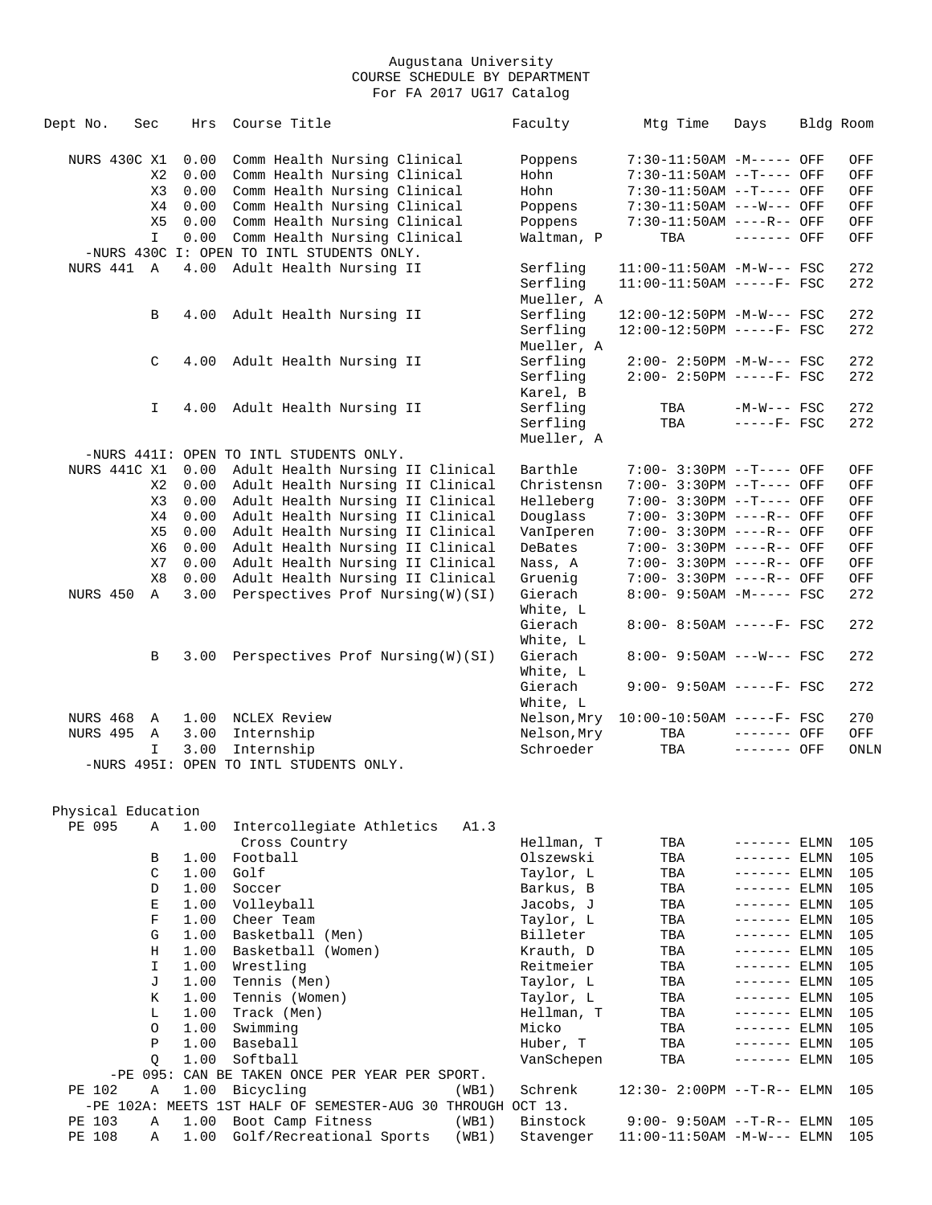Augustana University
COURSE SCHEDULE BY DEPARTMENT
For FA 2017 UG17 Catalog

| Dept No. | Sec | Hrs | Course Title | Faculty | Mtg Time | Days | Bldg | Room |
|---|---|---|---|---|---|---|---|---|
| NURS 430C | X1 | 0.00 | Comm Health Nursing Clinical | Poppens | 7:30-11:50AM | -M----- | OFF | OFF |
| | X2 | 0.00 | Comm Health Nursing Clinical | Hohn | 7:30-11:50AM | --T---- | OFF | OFF |
| | X3 | 0.00 | Comm Health Nursing Clinical | Hohn | 7:30-11:50AM | --T---- | OFF | OFF |
| | X4 | 0.00 | Comm Health Nursing Clinical | Poppens | 7:30-11:50AM | ---W--- | OFF | OFF |
| | X5 | 0.00 | Comm Health Nursing Clinical | Poppens | 7:30-11:50AM | ----R-- | OFF | OFF |
| | I | 0.00 | Comm Health Nursing Clinical | Waltman, P | TBA | ------- | OFF | OFF |
| -NURS 430C I: OPEN TO INTL STUDENTS ONLY. | | | | | | | | |
| NURS 441 | A | 4.00 | Adult Health Nursing II | Serfling | 11:00-11:50AM | -M-W--- | FSC | 272 |
| | | | | Serfling | 11:00-11:50AM | -----F- | FSC | 272 |
| | | | | Mueller, A | | | | |
| | B | 4.00 | Adult Health Nursing II | Serfling | 12:00-12:50PM | -M-W--- | FSC | 272 |
| | | | | Serfling | 12:00-12:50PM | -----F- | FSC | 272 |
| | | | | Mueller, A | | | | |
| | C | 4.00 | Adult Health Nursing II | Serfling | 2:00- 2:50PM | -M-W--- | FSC | 272 |
| | | | | Serfling | 2:00- 2:50PM | -----F- | FSC | 272 |
| | | | | Karel, B | | | | |
| | I | 4.00 | Adult Health Nursing II | Serfling | TBA | -M-W--- | FSC | 272 |
| | | | | Serfling | TBA | -----F- | FSC | 272 |
| | | | | Mueller, A | | | | |
| -NURS 441I: OPEN TO INTL STUDENTS ONLY. | | | | | | | | |
| NURS 441C | X1 | 0.00 | Adult Health Nursing II Clinical | Barthle | 7:00- 3:30PM | --T---- | OFF | OFF |
| | X2 | 0.00 | Adult Health Nursing II Clinical | Christensn | 7:00- 3:30PM | --T---- | OFF | OFF |
| | X3 | 0.00 | Adult Health Nursing II Clinical | Helleberg | 7:00- 3:30PM | --T---- | OFF | OFF |
| | X4 | 0.00 | Adult Health Nursing II Clinical | Douglass | 7:00- 3:30PM | ----R-- | OFF | OFF |
| | X5 | 0.00 | Adult Health Nursing II Clinical | VanIperen | 7:00- 3:30PM | ----R-- | OFF | OFF |
| | X6 | 0.00 | Adult Health Nursing II Clinical | DeBates | 7:00- 3:30PM | ----R-- | OFF | OFF |
| | X7 | 0.00 | Adult Health Nursing II Clinical | Nass, A | 7:00- 3:30PM | ----R-- | OFF | OFF |
| | X8 | 0.00 | Adult Health Nursing II Clinical | Gruenig | 7:00- 3:30PM | ----R-- | OFF | OFF |
| NURS 450 | A | 3.00 | Perspectives Prof Nursing(W)(SI) | Gierach | 8:00- 9:50AM | -M----- | FSC | 272 |
| | | | | White, L | | | | |
| | | | | Gierach | 8:00- 8:50AM | -----F- | FSC | 272 |
| | | | | White, L | | | | |
| | B | 3.00 | Perspectives Prof Nursing(W)(SI) | Gierach | 8:00- 9:50AM | ---W--- | FSC | 272 |
| | | | | White, L | | | | |
| | | | | Gierach | 9:00- 9:50AM | -----F- | FSC | 272 |
| | | | | White, L | | | | |
| NURS 468 | A | 1.00 | NCLEX Review | Nelson,Mry | 10:00-10:50AM | -----F- | FSC | 270 |
| NURS 495 | A | 3.00 | Internship | Nelson,Mry | TBA | ------- | OFF | OFF |
| | I | 3.00 | Internship | Schroeder | TBA | ------- | OFF | ONLN |
| -NURS 495I: OPEN TO INTL STUDENTS ONLY. | | | | | | | | |

## Physical Education

| Dept No. | Sec | Hrs | Course Title | Faculty | Mtg Time | Days | Bldg | Room |
|---|---|---|---|---|---|---|---|---|
| PE 095 | A | 1.00 | Intercollegiate Athletics A1.3 | | | | | |
| | | | Cross Country | Hellman, T | TBA | ------- | ELMN | 105 |
| | B | 1.00 | Football | Olszewski | TBA | ------- | ELMN | 105 |
| | C | 1.00 | Golf | Taylor, L | TBA | ------- | ELMN | 105 |
| | D | 1.00 | Soccer | Barkus, B | TBA | ------- | ELMN | 105 |
| | E | 1.00 | Volleyball | Jacobs, J | TBA | ------- | ELMN | 105 |
| | F | 1.00 | Cheer Team | Taylor, L | TBA | ------- | ELMN | 105 |
| | G | 1.00 | Basketball (Men) | Billeter | TBA | ------- | ELMN | 105 |
| | H | 1.00 | Basketball (Women) | Krauth, D | TBA | ------- | ELMN | 105 |
| | I | 1.00 | Wrestling | Reitmeier | TBA | ------- | ELMN | 105 |
| | J | 1.00 | Tennis (Men) | Taylor, L | TBA | ------- | ELMN | 105 |
| | K | 1.00 | Tennis (Women) | Taylor, L | TBA | ------- | ELMN | 105 |
| | L | 1.00 | Track (Men) | Hellman, T | TBA | ------- | ELMN | 105 |
| | O | 1.00 | Swimming | Micko | TBA | ------- | ELMN | 105 |
| | P | 1.00 | Baseball | Huber, T | TBA | ------- | ELMN | 105 |
| | Q | 1.00 | Softball | VanSchepen | TBA | ------- | ELMN | 105 |
| -PE 095: CAN BE TAKEN ONCE PER YEAR PER SPORT. | | | | | | | | |
| PE 102 | A | 1.00 | Bicycling (WB1) | Schrenk | 12:30- 2:00PM | --T-R-- | ELMN | 105 |
| -PE 102A: MEETS 1ST HALF OF SEMESTER-AUG 30 THROUGH OCT 13. | | | | | | | | |
| PE 103 | A | 1.00 | Boot Camp Fitness (WB1) | Binstock | 9:00- 9:50AM | --T-R-- | ELMN | 105 |
| PE 108 | A | 1.00 | Golf/Recreational Sports (WB1) | Stavenger | 11:00-11:50AM | -M-W--- | ELMN | 105 |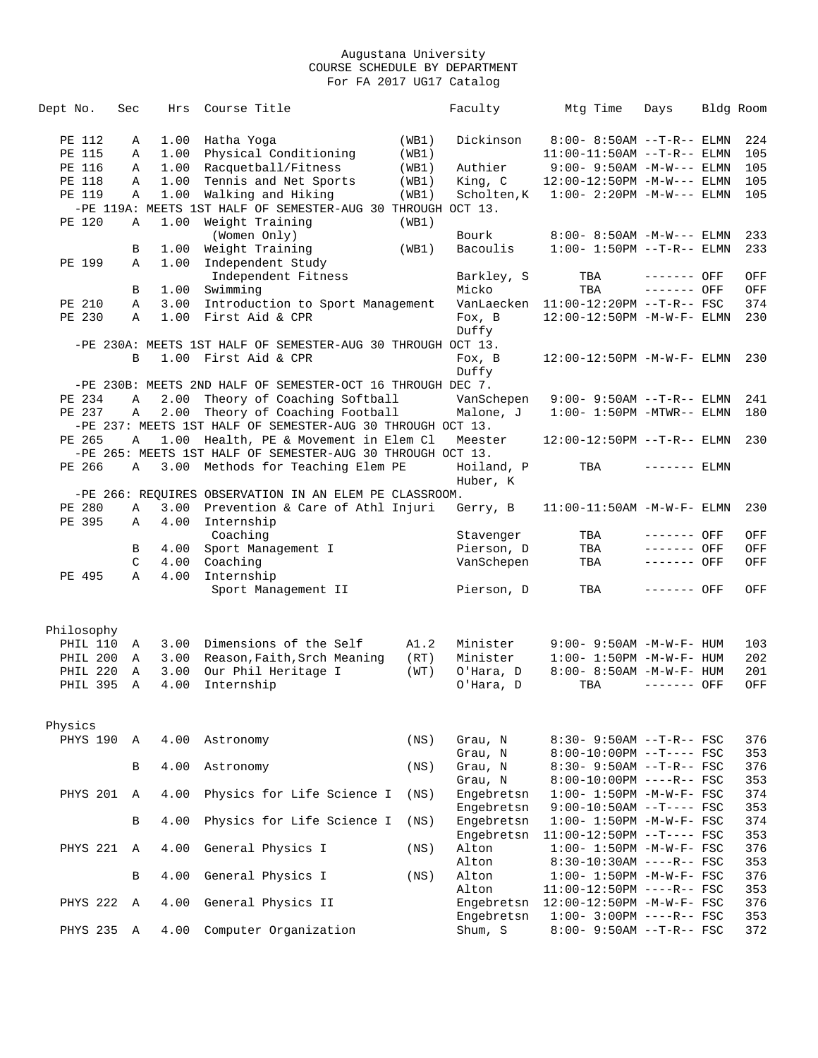Augustana University
COURSE SCHEDULE BY DEPARTMENT
For FA 2017 UG17 Catalog

| Dept No. | Sec | Hrs | Course Title | | Faculty | Mtg Time | Days | Bldg | Room |
|---|---|---|---|---|---|---|---|---|---|
| PE 112 | A | 1.00 | Hatha Yoga | (WB1) | Dickinson | 8:00- 8:50AM | --T-R-- | ELMN | 224 |
| PE 115 | A | 1.00 | Physical Conditioning | (WB1) | | 11:00-11:50AM | --T-R-- | ELMN | 105 |
| PE 116 | A | 1.00 | Racquetball/Fitness | (WB1) | Authier | 9:00- 9:50AM | -M-W--- | ELMN | 105 |
| PE 118 | A | 1.00 | Tennis and Net Sports | (WB1) | King, C | 12:00-12:50PM | -M-W--- | ELMN | 105 |
| PE 119 | A | 1.00 | Walking and Hiking | (WB1) | Scholten,K | 1:00- 2:20PM | -M-W--- | ELMN | 105 |
| -PE 119A: MEETS 1ST HALF OF SEMESTER-AUG 30 THROUGH OCT 13. | | | | | | | | | |
| PE 120 | A | 1.00 | Weight Training (Women Only) | (WB1) | Bourk | 8:00- 8:50AM | -M-W--- | ELMN | 233 |
| | B | 1.00 | Weight Training | (WB1) | Bacoulis | 1:00- 1:50PM | --T-R-- | ELMN | 233 |
| PE 199 | A | 1.00 | Independent Study: Independent Fitness | | Barkley, S | TBA | ------- | OFF | OFF |
| | B | 1.00 | Swimming | | Micko | TBA | ------- | OFF | OFF |
| PE 210 | A | 3.00 | Introduction to Sport Management | | VanLaecken | 11:00-12:20PM | --T-R-- | FSC | 374 |
| PE 230 | A | 1.00 | First Aid & CPR | | Fox, B; Duffy | 12:00-12:50PM | -M-W-F- | ELMN | 230 |
| -PE 230A: MEETS 1ST HALF OF SEMESTER-AUG 30 THROUGH OCT 13. | | | | | | | | | |
| | B | 1.00 | First Aid & CPR | | Fox, B; Duffy | 12:00-12:50PM | -M-W-F- | ELMN | 230 |
| -PE 230B: MEETS 2ND HALF OF SEMESTER-OCT 16 THROUGH DEC 7. | | | | | | | | | |
| PE 234 | A | 2.00 | Theory of Coaching Softball | | VanSchepen | 9:00- 9:50AM | --T-R-- | ELMN | 241 |
| PE 237 | A | 2.00 | Theory of Coaching Football | | Malone, J | 1:00- 1:50PM | -MTWR-- | ELMN | 180 |
| -PE 237: MEETS 1ST HALF OF SEMESTER-AUG 30 THROUGH OCT 13. | | | | | | | | | |
| PE 265 | A | 1.00 | Health, PE & Movement in Elem Cl | | Meester | 12:00-12:50PM | --T-R-- | ELMN | 230 |
| -PE 265: MEETS 1ST HALF OF SEMESTER-AUG 30 THROUGH OCT 13. | | | | | | | | | |
| PE 266 | A | 3.00 | Methods for Teaching Elem PE | | Hoiland, P; Huber, K | TBA | ------- | ELMN | |
| -PE 266: REQUIRES OBSERVATION IN AN ELEM PE CLASSROOM. | | | | | | | | | |
| PE 280 | A | 3.00 | Prevention & Care of Athl Injuri | | Gerry, B | 11:00-11:50AM | -M-W-F- | ELMN | 230 |
| PE 395 | A | 4.00 | Internship: Coaching | | Stavenger | TBA | ------- | OFF | OFF |
| | B | 4.00 | Sport Management I | | Pierson, D | TBA | ------- | OFF | OFF |
| | C | 4.00 | Coaching | | VanSchepen | TBA | ------- | OFF | OFF |
| PE 495 | A | 4.00 | Internship: Sport Management II | | Pierson, D | TBA | ------- | OFF | OFF |

## Philosophy

| Dept No. | Sec | Hrs | Course Title | | Faculty | Mtg Time | Days | Bldg | Room |
|---|---|---|---|---|---|---|---|---|---|
| PHIL 110 | A | 3.00 | Dimensions of the Self | A1.2 | Minister | 9:00- 9:50AM | -M-W-F- | HUM | 103 |
| PHIL 200 | A | 3.00 | Reason,Faith,Srch Meaning | (RT) | Minister | 1:00- 1:50PM | -M-W-F- | HUM | 202 |
| PHIL 220 | A | 3.00 | Our Phil Heritage I | (WT) | O'Hara, D | 8:00- 8:50AM | -M-W-F- | HUM | 201 |
| PHIL 395 | A | 4.00 | Internship | | O'Hara, D | TBA | ------- | OFF | OFF |

## Physics

| Dept No. | Sec | Hrs | Course Title | | Faculty | Mtg Time | Days | Bldg | Room |
|---|---|---|---|---|---|---|---|---|---|
| PHYS 190 | A | 4.00 | Astronomy | (NS) | Grau, N | 8:30- 9:50AM | --T-R-- | FSC | 376 |
| | | | | | Grau, N | 8:00-10:00PM | --T---- | FSC | 353 |
| | B | 4.00 | Astronomy | (NS) | Grau, N | 8:30- 9:50AM | --T-R-- | FSC | 376 |
| | | | | | Grau, N | 8:00-10:00PM | ----R-- | FSC | 353 |
| PHYS 201 | A | 4.00 | Physics for Life Science I | (NS) | Engebretsn | 1:00- 1:50PM | -M-W-F- | FSC | 374 |
| | | | | | Engebretsn | 9:00-10:50AM | --T---- | FSC | 353 |
| | B | 4.00 | Physics for Life Science I | (NS) | Engebretsn | 1:00- 1:50PM | -M-W-F- | FSC | 374 |
| | | | | | Engebretsn | 11:00-12:50PM | --T---- | FSC | 353 |
| PHYS 221 | A | 4.00 | General Physics I | (NS) | Alton | 1:00- 1:50PM | -M-W-F- | FSC | 376 |
| | | | | | Alton | 8:30-10:30AM | ----R-- | FSC | 353 |
| | B | 4.00 | General Physics I | (NS) | Alton | 1:00- 1:50PM | -M-W-F- | FSC | 376 |
| | | | | | Alton | 11:00-12:50PM | ----R-- | FSC | 353 |
| PHYS 222 | A | 4.00 | General Physics II | | Engebretsn | 12:00-12:50PM | -M-W-F- | FSC | 376 |
| | | | | | Engebretsn | 1:00- 3:00PM | ----R-- | FSC | 353 |
| PHYS 235 | A | 4.00 | Computer Organization | | Shum, S | 8:00- 9:50AM | --T-R-- | FSC | 372 |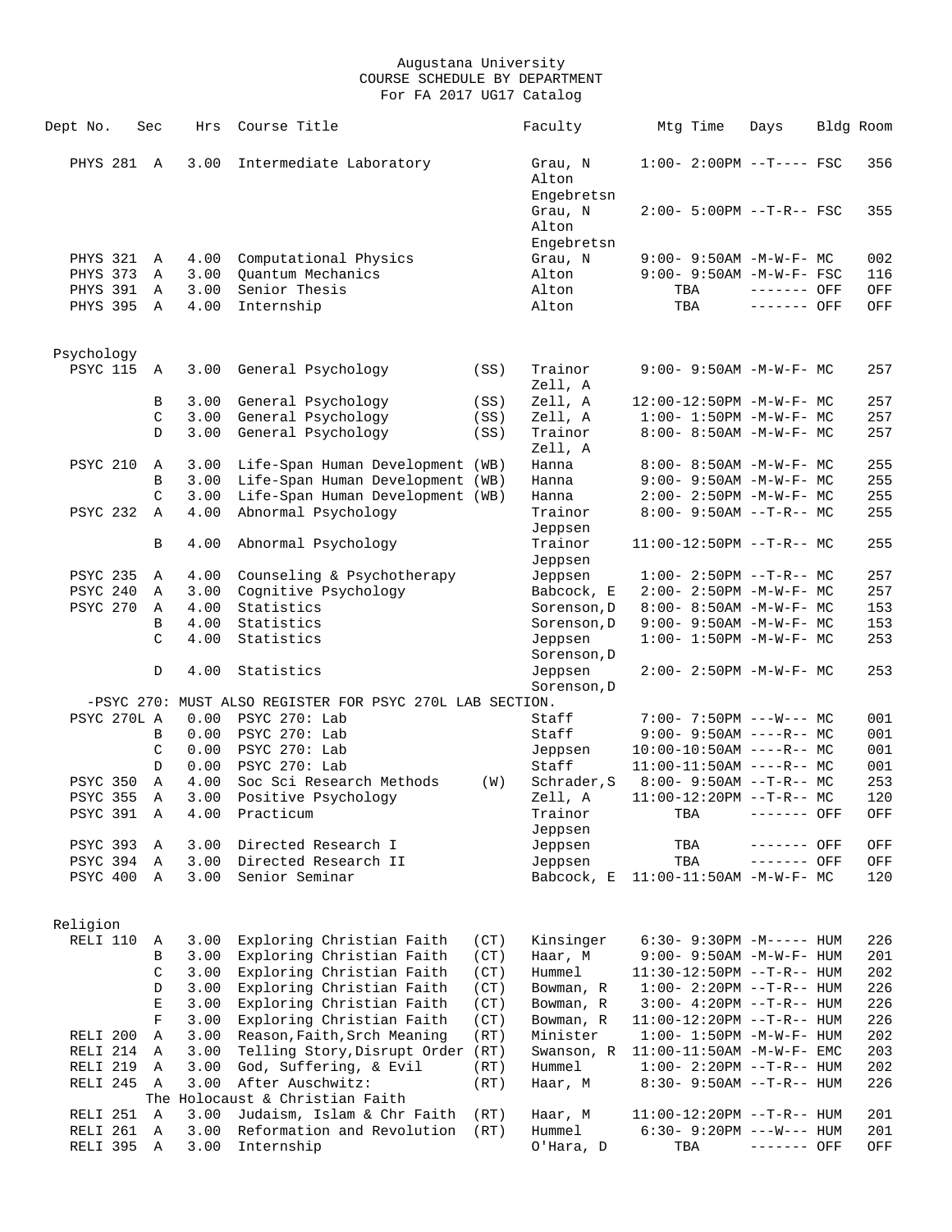Augustana University
COURSE SCHEDULE BY DEPARTMENT
For FA 2017 UG17 Catalog

| Dept No. | Sec | Hrs | Course Title | | Faculty | Mtg Time | Days | Bldg | Room |
|---|---|---|---|---|---|---|---|---|---|
| PHYS 281 | A | 3.00 | Intermediate Laboratory | | Grau, N<br>Alton<br>Engebretsn | 1:00- 2:00PM | --T---- | FSC | 356 |
| | | | | | Grau, N<br>Alton<br>Engebretsn | 2:00- 5:00PM | --T-R-- | FSC | 355 |
| PHYS 321 | A | 4.00 | Computational Physics | | Grau, N | 9:00- 9:50AM | -M-W-F- | MC | 002 |
| PHYS 373 | A | 3.00 | Quantum Mechanics | | Alton | 9:00- 9:50AM | -M-W-F- | FSC | 116 |
| PHYS 391 | A | 3.00 | Senior Thesis | | Alton | TBA | ------- | OFF | OFF |
| PHYS 395 | A | 4.00 | Internship | | Alton | TBA | ------- | OFF | OFF |
| **Psychology** | | | | | | | | | |
| PSYC 115 | A | 3.00 | General Psychology | (SS) | Trainor<br>Zell, A | 9:00- 9:50AM | -M-W-F- | MC | 257 |
| | B | 3.00 | General Psychology | (SS) | Zell, A | 12:00-12:50PM | -M-W-F- | MC | 257 |
| | C | 3.00 | General Psychology | (SS) | Zell, A | 1:00- 1:50PM | -M-W-F- | MC | 257 |
| | D | 3.00 | General Psychology | (SS) | Trainor<br>Zell, A | 8:00- 8:50AM | -M-W-F- | MC | 257 |
| PSYC 210 | A | 3.00 | Life-Span Human Development | (WB) | Hanna | 8:00- 8:50AM | -M-W-F- | MC | 255 |
| | B | 3.00 | Life-Span Human Development | (WB) | Hanna | 9:00- 9:50AM | -M-W-F- | MC | 255 |
| | C | 3.00 | Life-Span Human Development | (WB) | Hanna | 2:00- 2:50PM | -M-W-F- | MC | 255 |
| PSYC 232 | A | 4.00 | Abnormal Psychology | | Trainor<br>Jeppsen | 8:00- 9:50AM | --T-R-- | MC | 255 |
| | B | 4.00 | Abnormal Psychology | | Trainor<br>Jeppsen | 11:00-12:50PM | --T-R-- | MC | 255 |
| PSYC 235 | A | 4.00 | Counseling & Psychotherapy | | Jeppsen | 1:00- 2:50PM | --T-R-- | MC | 257 |
| PSYC 240 | A | 3.00 | Cognitive Psychology | | Babcock, E | 2:00- 2:50PM | -M-W-F- | MC | 257 |
| PSYC 270 | A | 4.00 | Statistics | | Sorenson,D | 8:00- 8:50AM | -M-W-F- | MC | 153 |
| | B | 4.00 | Statistics | | Sorenson,D | 9:00- 9:50AM | -M-W-F- | MC | 153 |
| | C | 4.00 | Statistics | | Jeppsen<br>Sorenson,D | 1:00- 1:50PM | -M-W-F- | MC | 253 |
| | D | 4.00 | Statistics | | Jeppsen<br>Sorenson,D | 2:00- 2:50PM | -M-W-F- | MC | 253 |
| -PSYC 270: MUST ALSO REGISTER FOR PSYC 270L LAB SECTION. | | | | | | | | | |
| PSYC 270L | A | 0.00 | PSYC 270: Lab | | Staff | 7:00- 7:50PM | ---W--- | MC | 001 |
| | B | 0.00 | PSYC 270: Lab | | Staff | 9:00- 9:50AM | ----R-- | MC | 001 |
| | C | 0.00 | PSYC 270: Lab | | Jeppsen | 10:00-10:50AM | ----R-- | MC | 001 |
| | D | 0.00 | PSYC 270: Lab | | Staff | 11:00-11:50AM | ----R-- | MC | 001 |
| PSYC 350 | A | 4.00 | Soc Sci Research Methods | (W) | Schrader,S | 8:00- 9:50AM | --T-R-- | MC | 253 |
| PSYC 355 | A | 3.00 | Positive Psychology | | Zell, A | 11:00-12:20PM | --T-R-- | MC | 120 |
| PSYC 391 | A | 4.00 | Practicum | | Trainor<br>Jeppsen | TBA | ------- | OFF | OFF |
| PSYC 393 | A | 3.00 | Directed Research I | | Jeppsen | TBA | ------- | OFF | OFF |
| PSYC 394 | A | 3.00 | Directed Research II | | Jeppsen | TBA | ------- | OFF | OFF |
| PSYC 400 | A | 3.00 | Senior Seminar | | Babcock, E | 11:00-11:50AM | -M-W-F- | MC | 120 |
| **Religion** | | | | | | | | | |
| RELI 110 | A | 3.00 | Exploring Christian Faith | (CT) | Kinsinger | 6:30- 9:30PM | -M----- | HUM | 226 |
| | B | 3.00 | Exploring Christian Faith | (CT) | Haar, M | 9:00- 9:50AM | -M-W-F- | HUM | 201 |
| | C | 3.00 | Exploring Christian Faith | (CT) | Hummel | 11:30-12:50PM | --T-R-- | HUM | 202 |
| | D | 3.00 | Exploring Christian Faith | (CT) | Bowman, R | 1:00- 2:20PM | --T-R-- | HUM | 226 |
| | E | 3.00 | Exploring Christian Faith | (CT) | Bowman, R | 3:00- 4:20PM | --T-R-- | HUM | 226 |
| | F | 3.00 | Exploring Christian Faith | (CT) | Bowman, R | 11:00-12:20PM | --T-R-- | HUM | 226 |
| RELI 200 | A | 3.00 | Reason,Faith,Srch Meaning | (RT) | Minister | 1:00- 1:50PM | -M-W-F- | HUM | 202 |
| RELI 214 | A | 3.00 | Telling Story,Disrupt Order | (RT) | Swanson, R | 11:00-11:50AM | -M-W-F- | EMC | 203 |
| RELI 219 | A | 3.00 | God, Suffering, & Evil | (RT) | Hummel | 1:00- 2:20PM | --T-R-- | HUM | 202 |
| RELI 245 | A | 3.00 | After Auschwitz:<br>The Holocaust & Christian Faith | (RT) | Haar, M | 8:30- 9:50AM | --T-R-- | HUM | 226 |
| RELI 251 | A | 3.00 | Judaism, Islam & Chr Faith | (RT) | Haar, M | 11:00-12:20PM | --T-R-- | HUM | 201 |
| RELI 261 | A | 3.00 | Reformation and Revolution | (RT) | Hummel | 6:30- 9:20PM | ---W--- | HUM | 201 |
| RELI 395 | A | 3.00 | Internship | | O'Hara, D | TBA | ------- | OFF | OFF |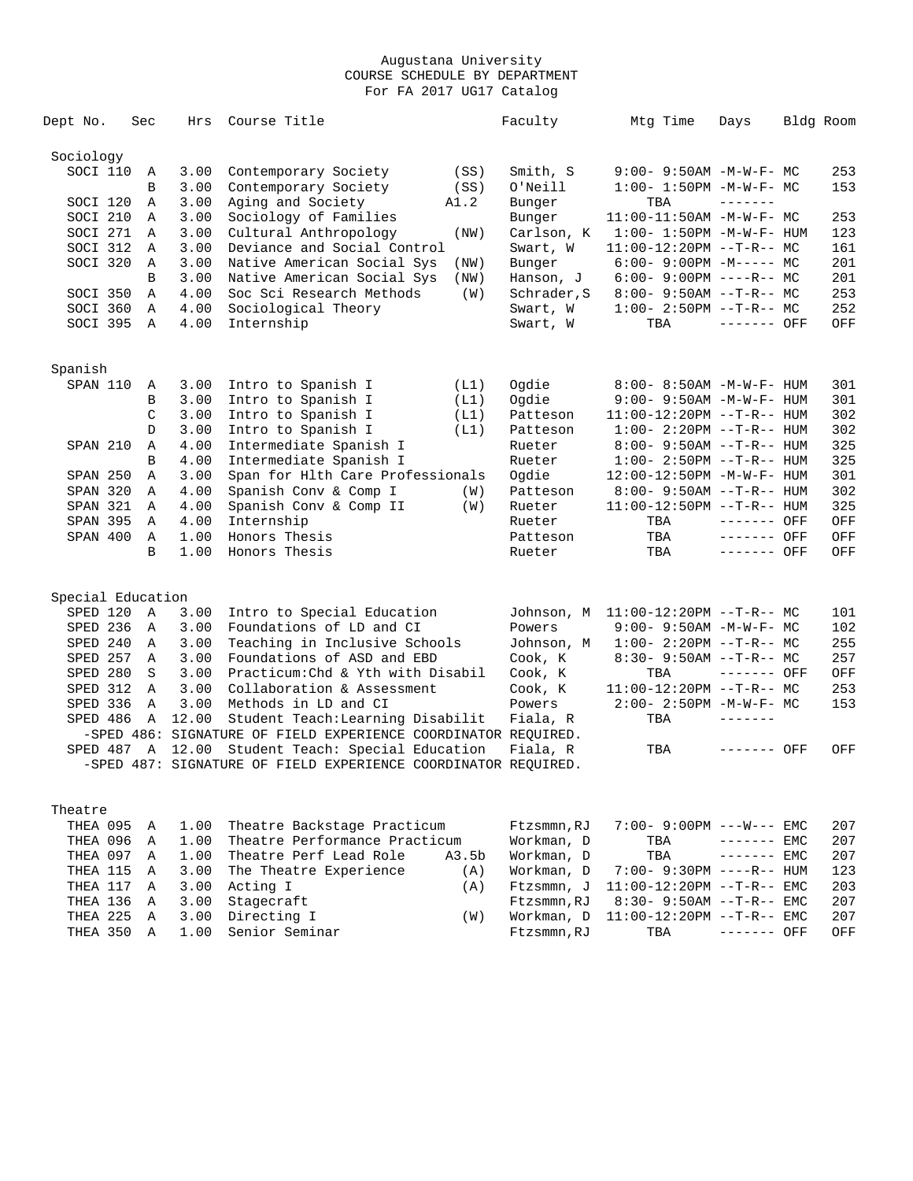Augustana University
COURSE SCHEDULE BY DEPARTMENT
For FA 2017 UG17 Catalog

| Dept No. | Sec | Hrs | Course Title | | Faculty | Mtg Time | Days | Bldg | Room |
|---|---|---|---|---|---|---|---|---|---|
| **Sociology** | | | | | | | | | |
| SOCI 110 | A | 3.00 | Contemporary Society | (SS) | Smith, S | 9:00- 9:50AM | -M-W-F- | MC | 253 |
| | B | 3.00 | Contemporary Society | (SS) | O'Neill | 1:00- 1:50PM | -M-W-F- | MC | 153 |
| SOCI 120 | A | 3.00 | Aging and Society | A1.2 | Bunger | TBA | ------- | | |
| SOCI 210 | A | 3.00 | Sociology of Families | | Bunger | 11:00-11:50AM | -M-W-F- | MC | 253 |
| SOCI 271 | A | 3.00 | Cultural Anthropology | (NW) | Carlson, K | 1:00- 1:50PM | -M-W-F- | HUM | 123 |
| SOCI 312 | A | 3.00 | Deviance and Social Control | | Swart, W | 11:00-12:20PM | --T-R-- | MC | 161 |
| SOCI 320 | A | 3.00 | Native American Social Sys | (NW) | Bunger | 6:00- 9:00PM | -M----- | MC | 201 |
| | B | 3.00 | Native American Social Sys | (NW) | Hanson, J | 6:00- 9:00PM | ----R-- | MC | 201 |
| SOCI 350 | A | 4.00 | Soc Sci Research Methods | (W) | Schrader,S | 8:00- 9:50AM | --T-R-- | MC | 253 |
| SOCI 360 | A | 4.00 | Sociological Theory | | Swart, W | 1:00- 2:50PM | --T-R-- | MC | 252 |
| SOCI 395 | A | 4.00 | Internship | | Swart, W | TBA | ------- | OFF | OFF |
| **Spanish** | | | | | | | | | |
| SPAN 110 | A | 3.00 | Intro to Spanish I | (L1) | Ogdie | 8:00- 8:50AM | -M-W-F- | HUM | 301 |
| | B | 3.00 | Intro to Spanish I | (L1) | Ogdie | 9:00- 9:50AM | -M-W-F- | HUM | 301 |
| | C | 3.00 | Intro to Spanish I | (L1) | Patteson | 11:00-12:20PM | --T-R-- | HUM | 302 |
| | D | 3.00 | Intro to Spanish I | (L1) | Patteson | 1:00- 2:20PM | --T-R-- | HUM | 302 |
| SPAN 210 | A | 4.00 | Intermediate Spanish I | | Rueter | 8:00- 9:50AM | --T-R-- | HUM | 325 |
| | B | 4.00 | Intermediate Spanish I | | Rueter | 1:00- 2:50PM | --T-R-- | HUM | 325 |
| SPAN 250 | A | 3.00 | Span for Hlth Care Professionals | | Ogdie | 12:00-12:50PM | -M-W-F- | HUM | 301 |
| SPAN 320 | A | 4.00 | Spanish Conv & Comp I | (W) | Patteson | 8:00- 9:50AM | --T-R-- | HUM | 302 |
| SPAN 321 | A | 4.00 | Spanish Conv & Comp II | (W) | Rueter | 11:00-12:50PM | --T-R-- | HUM | 325 |
| SPAN 395 | A | 4.00 | Internship | | Rueter | TBA | ------- | OFF | OFF |
| SPAN 400 | A | 1.00 | Honors Thesis | | Patteson | TBA | ------- | OFF | OFF |
| | B | 1.00 | Honors Thesis | | Rueter | TBA | ------- | OFF | OFF |
| **Special Education** | | | | | | | | | |
| SPED 120 | A | 3.00 | Intro to Special Education | | Johnson, M | 11:00-12:20PM | --T-R-- | MC | 101 |
| SPED 236 | A | 3.00 | Foundations of LD and CI | | Powers | 9:00- 9:50AM | -M-W-F- | MC | 102 |
| SPED 240 | A | 3.00 | Teaching in Inclusive Schools | | Johnson, M | 1:00- 2:20PM | --T-R-- | MC | 255 |
| SPED 257 | A | 3.00 | Foundations of ASD and EBD | | Cook, K | 8:30- 9:50AM | --T-R-- | MC | 257 |
| SPED 280 | S | 3.00 | Practicum:Chd & Yth with Disabil | | Cook, K | TBA | ------- | OFF | OFF |
| SPED 312 | A | 3.00 | Collaboration & Assessment | | Cook, K | 11:00-12:20PM | --T-R-- | MC | 253 |
| SPED 336 | A | 3.00 | Methods in LD and CI | | Powers | 2:00- 2:50PM | -M-W-F- | MC | 153 |
| SPED 486 | A | 12.00 | Student Teach:Learning Disabilit | | Fiala, R | TBA | ------- | | |
| -SPED 486: SIGNATURE OF FIELD EXPERIENCE COORDINATOR REQUIRED. | | | | | | | | | |
| SPED 487 | A | 12.00 | Student Teach: Special Education | | Fiala, R | TBA | ------- | OFF | OFF |
| -SPED 487: SIGNATURE OF FIELD EXPERIENCE COORDINATOR REQUIRED. | | | | | | | | | |
| **Theatre** | | | | | | | | | |
| THEA 095 | A | 1.00 | Theatre Backstage Practicum | | Ftzsmmn,RJ | 7:00- 9:00PM | ---W--- | EMC | 207 |
| THEA 096 | A | 1.00 | Theatre Performance Practicum | | Workman, D | TBA | ------- | EMC | 207 |
| THEA 097 | A | 1.00 | Theatre Perf Lead Role | A3.5b | Workman, D | TBA | ------- | EMC | 207 |
| THEA 115 | A | 3.00 | The Theatre Experience | (A) | Workman, D | 7:00- 9:30PM | ----R-- | HUM | 123 |
| THEA 117 | A | 3.00 | Acting I | (A) | Ftzsmmn, J | 11:00-12:20PM | --T-R-- | EMC | 203 |
| THEA 136 | A | 3.00 | Stagecraft | | Ftzsmmn,RJ | 8:30- 9:50AM | --T-R-- | EMC | 207 |
| THEA 225 | A | 3.00 | Directing I | (W) | Workman, D | 11:00-12:20PM | --T-R-- | EMC | 207 |
| THEA 350 | A | 1.00 | Senior Seminar | | Ftzsmmn,RJ | TBA | ------- | OFF | OFF |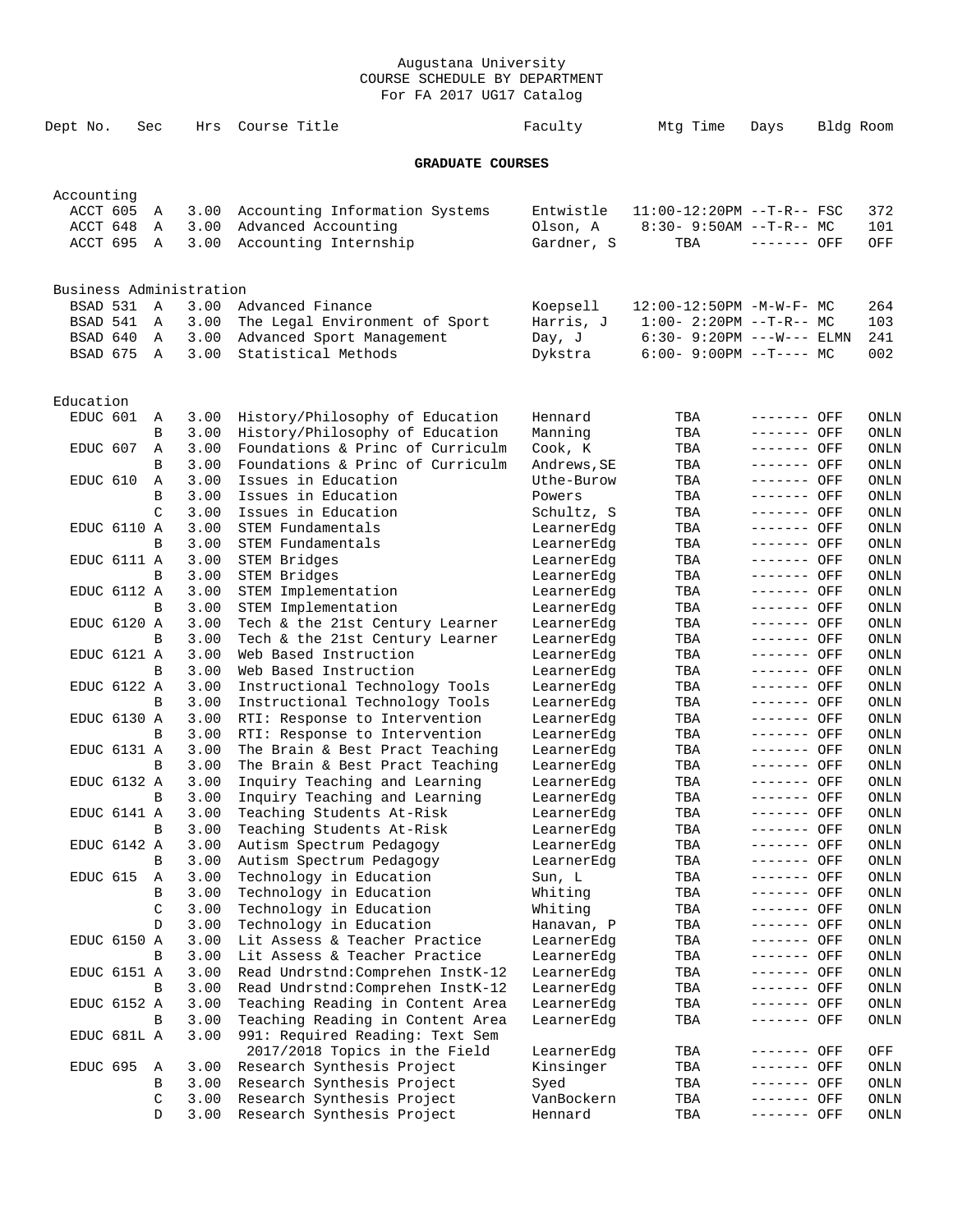Augustana University
COURSE SCHEDULE BY DEPARTMENT
For FA 2017 UG17 Catalog

## GRADUATE COURSES

### Accounting

| Dept No. | Sec | Hrs | Course Title | Faculty | Mtg Time | Days | Bldg | Room |
|---|---|---|---|---|---|---|---|---|
| ACCT 605 | A | 3.00 | Accounting Information Systems | Entwistle | 11:00-12:20PM | --T-R-- | FSC | 372 |
| ACCT 648 | A | 3.00 | Advanced Accounting | Olson, A | 8:30- 9:50AM | --T-R-- | MC | 101 |
| ACCT 695 | A | 3.00 | Accounting Internship | Gardner, S | TBA | ------- | OFF | OFF |

### Business Administration

| Dept No. | Sec | Hrs | Course Title | Faculty | Mtg Time | Days | Bldg | Room |
|---|---|---|---|---|---|---|---|---|
| BSAD 531 | A | 3.00 | Advanced Finance | Koepsell | 12:00-12:50PM | -M-W-F- | MC | 264 |
| BSAD 541 | A | 3.00 | The Legal Environment of Sport | Harris, J | 1:00- 2:20PM | --T-R-- | MC | 103 |
| BSAD 640 | A | 3.00 | Advanced Sport Management | Day, J | 6:30- 9:20PM | ---W--- | ELMN | 241 |
| BSAD 675 | A | 3.00 | Statistical Methods | Dykstra | 6:00- 9:00PM | --T---- | MC | 002 |

### Education

| Dept No. | Sec | Hrs | Course Title | Faculty | Mtg Time | Days | Bldg | Room |
|---|---|---|---|---|---|---|---|---|
| EDUC 601 | A | 3.00 | History/Philosophy of Education | Hennard | TBA | ------- | OFF | ONLN |
| | B | 3.00 | History/Philosophy of Education | Manning | TBA | ------- | OFF | ONLN |
| EDUC 607 | A | 3.00 | Foundations & Princ of Curriculm | Cook, K | TBA | ------- | OFF | ONLN |
| | B | 3.00 | Foundations & Princ of Curriculm | Andrews,SE | TBA | ------- | OFF | ONLN |
| EDUC 610 | A | 3.00 | Issues in Education | Uthe-Burow | TBA | ------- | OFF | ONLN |
| | B | 3.00 | Issues in Education | Powers | TBA | ------- | OFF | ONLN |
| | C | 3.00 | Issues in Education | Schultz, S | TBA | ------- | OFF | ONLN |
| EDUC 6110 | A | 3.00 | STEM Fundamentals | LearnerEdg | TBA | ------- | OFF | ONLN |
| | B | 3.00 | STEM Fundamentals | LearnerEdg | TBA | ------- | OFF | ONLN |
| EDUC 6111 | A | 3.00 | STEM Bridges | LearnerEdg | TBA | ------- | OFF | ONLN |
| | B | 3.00 | STEM Bridges | LearnerEdg | TBA | ------- | OFF | ONLN |
| EDUC 6112 | A | 3.00 | STEM Implementation | LearnerEdg | TBA | ------- | OFF | ONLN |
| | B | 3.00 | STEM Implementation | LearnerEdg | TBA | ------- | OFF | ONLN |
| EDUC 6120 | A | 3.00 | Tech & the 21st Century Learner | LearnerEdg | TBA | ------- | OFF | ONLN |
| | B | 3.00 | Tech & the 21st Century Learner | LearnerEdg | TBA | ------- | OFF | ONLN |
| EDUC 6121 | A | 3.00 | Web Based Instruction | LearnerEdg | TBA | ------- | OFF | ONLN |
| | B | 3.00 | Web Based Instruction | LearnerEdg | TBA | ------- | OFF | ONLN |
| EDUC 6122 | A | 3.00 | Instructional Technology Tools | LearnerEdg | TBA | ------- | OFF | ONLN |
| | B | 3.00 | Instructional Technology Tools | LearnerEdg | TBA | ------- | OFF | ONLN |
| EDUC 6130 | A | 3.00 | RTI: Response to Intervention | LearnerEdg | TBA | ------- | OFF | ONLN |
| | B | 3.00 | RTI: Response to Intervention | LearnerEdg | TBA | ------- | OFF | ONLN |
| EDUC 6131 | A | 3.00 | The Brain & Best Pract Teaching | LearnerEdg | TBA | ------- | OFF | ONLN |
| | B | 3.00 | The Brain & Best Pract Teaching | LearnerEdg | TBA | ------- | OFF | ONLN |
| EDUC 6132 | A | 3.00 | Inquiry Teaching and Learning | LearnerEdg | TBA | ------- | OFF | ONLN |
| | B | 3.00 | Inquiry Teaching and Learning | LearnerEdg | TBA | ------- | OFF | ONLN |
| EDUC 6141 | A | 3.00 | Teaching Students At-Risk | LearnerEdg | TBA | ------- | OFF | ONLN |
| | B | 3.00 | Teaching Students At-Risk | LearnerEdg | TBA | ------- | OFF | ONLN |
| EDUC 6142 | A | 3.00 | Autism Spectrum Pedagogy | LearnerEdg | TBA | ------- | OFF | ONLN |
| | B | 3.00 | Autism Spectrum Pedagogy | LearnerEdg | TBA | ------- | OFF | ONLN |
| EDUC 615 | A | 3.00 | Technology in Education | Sun, L | TBA | ------- | OFF | ONLN |
| | B | 3.00 | Technology in Education | Whiting | TBA | ------- | OFF | ONLN |
| | C | 3.00 | Technology in Education | Whiting | TBA | ------- | OFF | ONLN |
| | D | 3.00 | Technology in Education | Hanavan, P | TBA | ------- | OFF | ONLN |
| EDUC 6150 | A | 3.00 | Lit Assess & Teacher Practice | LearnerEdg | TBA | ------- | OFF | ONLN |
| | B | 3.00 | Lit Assess & Teacher Practice | LearnerEdg | TBA | ------- | OFF | ONLN |
| EDUC 6151 | A | 3.00 | Read Undrstnd:Comprehen InstK-12 | LearnerEdg | TBA | ------- | OFF | ONLN |
| | B | 3.00 | Read Undrstnd:Comprehen InstK-12 | LearnerEdg | TBA | ------- | OFF | ONLN |
| EDUC 6152 | A | 3.00 | Teaching Reading in Content Area | LearnerEdg | TBA | ------- | OFF | ONLN |
| | B | 3.00 | Teaching Reading in Content Area | LearnerEdg | TBA | ------- | OFF | ONLN |
| EDUC 681L | A | 3.00 | 991: Required Reading: Text Sem 2017/2018 Topics in the Field | LearnerEdg | TBA | ------- | OFF | OFF |
| EDUC 695 | A | 3.00 | Research Synthesis Project | Kinsinger | TBA | ------- | OFF | ONLN |
| | B | 3.00 | Research Synthesis Project | Syed | TBA | ------- | OFF | ONLN |
| | C | 3.00 | Research Synthesis Project | VanBockern | TBA | ------- | OFF | ONLN |
| | D | 3.00 | Research Synthesis Project | Hennard | TBA | ------- | OFF | ONLN |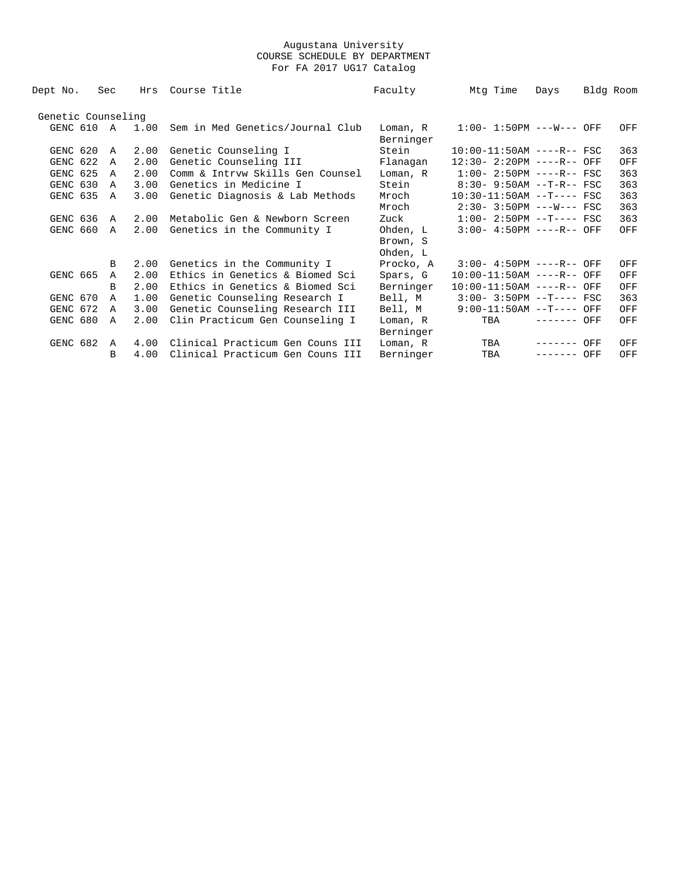Augustana University
COURSE SCHEDULE BY DEPARTMENT
For FA 2017 UG17 Catalog

| Dept No. | Sec | Hrs | Course Title | Faculty | Mtg Time | Days | Bldg | Room |
|---|---|---|---|---|---|---|---|---|
| Genetic Counseling | | | | | | | | |
| GENC 610 | A | 1.00 | Sem in Med Genetics/Journal Club | Loman, R | 1:00- 1:50PM | ---W--- | OFF | OFF |
| | | | | Berninger | | | | |
| GENC 620 | A | 2.00 | Genetic Counseling I | Stein | 10:00-11:50AM | ----R-- | FSC | 363 |
| GENC 622 | A | 2.00 | Genetic Counseling III | Flanagan | 12:30- 2:20PM | ----R-- | OFF | OFF |
| GENC 625 | A | 2.00 | Comm & Intrvw Skills Gen Counsel | Loman, R | 1:00- 2:50PM | ----R-- | FSC | 363 |
| GENC 630 | A | 3.00 | Genetics in Medicine I | Stein | 8:30- 9:50AM | --T-R-- | FSC | 363 |
| GENC 635 | A | 3.00 | Genetic Diagnosis & Lab Methods | Mroch | 10:30-11:50AM | --T---- | FSC | 363 |
| | | | | Mroch | 2:30- 3:50PM | ---W--- | FSC | 363 |
| GENC 636 | A | 2.00 | Metabolic Gen & Newborn Screen | Zuck | 1:00- 2:50PM | --T---- | FSC | 363 |
| GENC 660 | A | 2.00 | Genetics in the Community I | Ohden, L | 3:00- 4:50PM | ----R-- | OFF | OFF |
| | | | | Brown, S | | | | |
| | | | | Ohden, L | | | | |
| | B | 2.00 | Genetics in the Community I | Procko, A | 3:00- 4:50PM | ----R-- | OFF | OFF |
| GENC 665 | A | 2.00 | Ethics in Genetics & Biomed Sci | Spars, G | 10:00-11:50AM | ----R-- | OFF | OFF |
| | B | 2.00 | Ethics in Genetics & Biomed Sci | Berninger | 10:00-11:50AM | ----R-- | OFF | OFF |
| GENC 670 | A | 1.00 | Genetic Counseling Research I | Bell, M | 3:00- 3:50PM | --T---- | FSC | 363 |
| GENC 672 | A | 3.00 | Genetic Counseling Research III | Bell, M | 9:00-11:50AM | --T---- | OFF | OFF |
| GENC 680 | A | 2.00 | Clin Practicum Gen Counseling I | Loman, R | TBA | ------- | OFF | OFF |
| | | | | Berninger | | | | |
| GENC 682 | A | 4.00 | Clinical Practicum Gen Couns III | Loman, R | TBA | ------- | OFF | OFF |
| | B | 4.00 | Clinical Practicum Gen Couns III | Berninger | TBA | ------- | OFF | OFF |